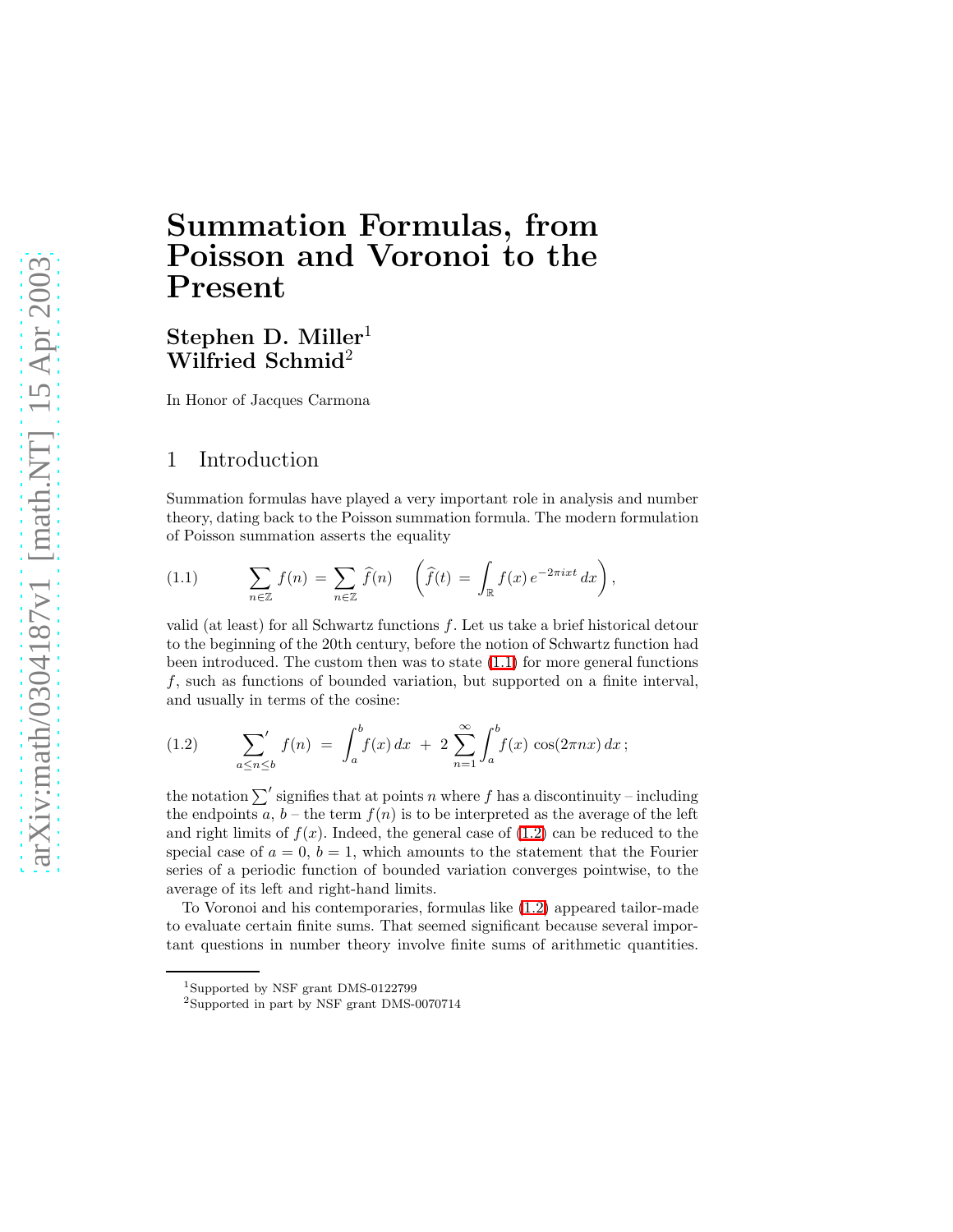# Summation Formulas, from Poisson and Voronoi to the Present

**Stephen D. Miller**[1]
**Wilfried Schmid**[2]

In Honor of Jacques Carmona

## 1 Introduction

Summation formulas have played a very important role in analysis and number theory, dating back to the Poisson summation formula. The modern formulation of Poisson summation asserts the equality

$$\sum_{n\in\mathbb{Z}} f(n) \,=\, \sum_{n\in\mathbb{Z}} \widehat{f}(n) \quad \left(\widehat{f}(t) \,=\, \int_{\mathbb{R}} f(x)\, e^{-2\pi i x t}\, dx\right), \tag{1.1}$$

valid (at least) for all Schwartz functions $f$. Let us take a brief historical detour to the beginning of the 20th century, before the notion of Schwartz function had been introduced. The custom then was to state (1.1) for more general functions $f$, such as functions of bounded variation, but supported on a finite interval, and usually in terms of the cosine:

$$\sideset{}{'}\sum_{a\leq n\leq b} f(n) \;=\; \int_a^b f(x)\, dx \;+\; 2\sum_{n=1}^{\infty}\int_a^b f(x)\, \cos(2\pi n x)\, dx\,; \tag{1.2}$$

the notation $\sum'$ signifies that at points $n$ where $f$ has a discontinuity – including the endpoints $a$, $b$ – the term $f(n)$ is to be interpreted as the average of the left and right limits of $f(x)$. Indeed, the general case of (1.2) can be reduced to the special case of $a = 0$, $b = 1$, which amounts to the statement that the Fourier series of a periodic function of bounded variation converges pointwise, to the average of its left and right-hand limits.

To Voronoi and his contemporaries, formulas like (1.2) appeared tailor-made to evaluate certain finite sums. That seemed significant because several important questions in number theory involve finite sums of arithmetic quantities.

[1] Supported by NSF grant DMS-0122799

[2] Supported in part by NSF grant DMS-0070714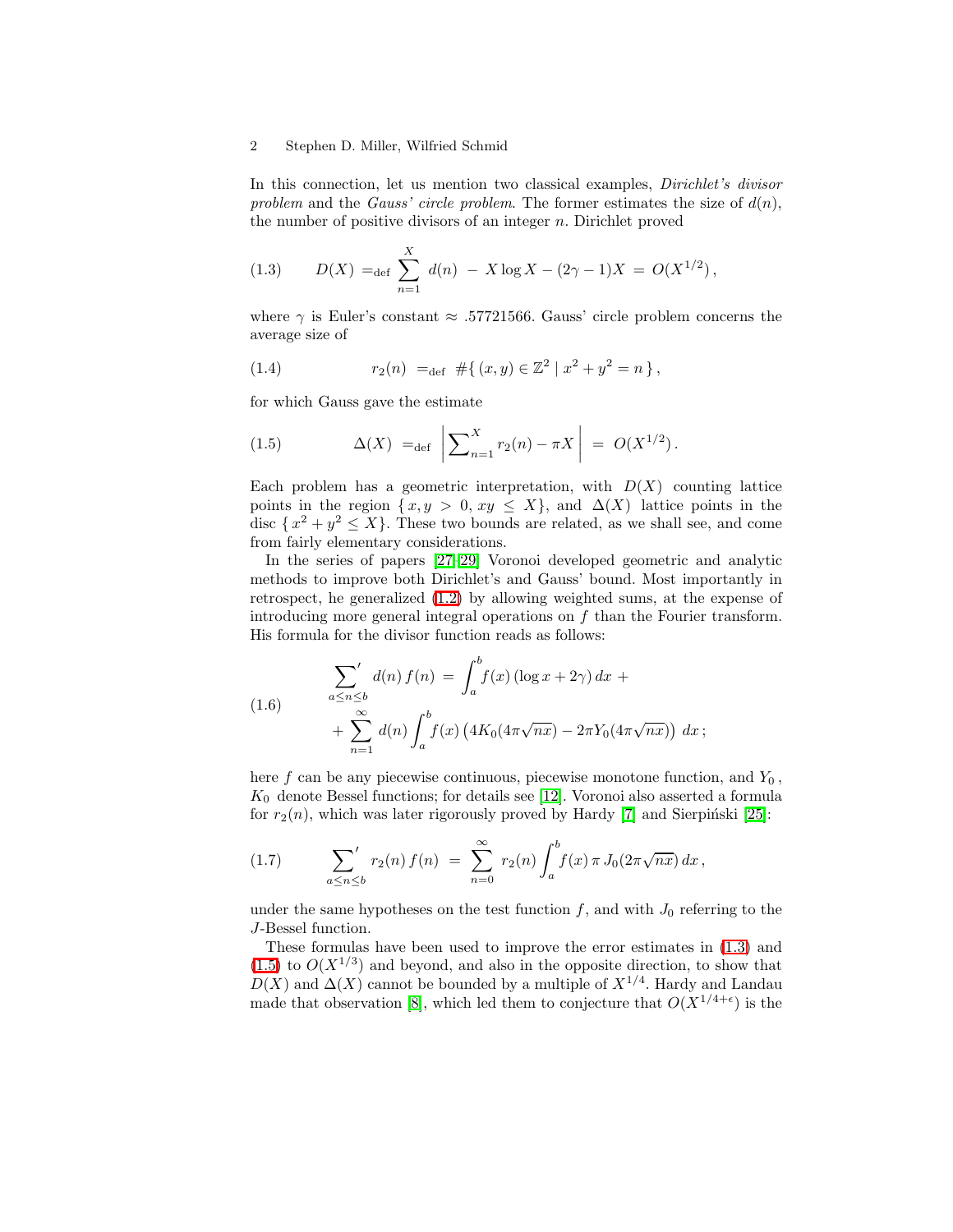In this connection, let us mention two classical examples, *Dirichlet's divisor problem* and the *Gauss' circle problem*. The former estimates the size of $d(n)$, the number of positive divisors of an integer $n$. Dirichlet proved

$$D(X) =_{\text{def}} \sum_{n=1}^{X} d(n) \; - \; X \log X - (2\gamma - 1)X \; = \; O(X^{1/2}) \,, \tag{1.3}$$

where $\gamma$ is Euler's constant $\approx .57721566$. Gauss' circle problem concerns the average size of

$$r_2(n) \; =_{\text{def}} \; \#\{ \, (x,y) \in \mathbb{Z}^2 \mid x^2 + y^2 = n \, \} \,, \tag{1.4}$$

for which Gauss gave the estimate

$$\Delta(X) \; =_{\text{def}} \; \left| \sum\nolimits_{n=1}^{X} r_2(n) - \pi X \right| \; = \; O(X^{1/2}) \,. \tag{1.5}$$

Each problem has a geometric interpretation, with $D(X)$ counting lattice points in the region $\{ \, x, y \, > \, 0, \, xy \, \leq \, X \}$, and $\Delta(X)$ lattice points in the disc $\{ \, x^2 + y^2 \leq X \}$. These two bounds are related, as we shall see, and come from fairly elementary considerations.

In the series of papers [27–29] Voronoi developed geometric and analytic methods to improve both Dirichlet's and Gauss' bound. Most importantly in retrospect, he generalized (1.2) by allowing weighted sums, at the expense of introducing more general integral operations on $f$ than the Fourier transform. His formula for the divisor function reads as follows:

$$\begin{aligned} \sum\nolimits'_{a \leq n \leq b} d(n) \, f(n) \; &= \; \int_a^b f(x) \, (\log x + 2\gamma) \, dx \; + \\ &+ \sum_{n=1}^{\infty} d(n) \int_a^b f(x) \left( 4K_0(4\pi\sqrt{nx}) - 2\pi Y_0(4\pi\sqrt{nx}) \right) \, dx \, ; \end{aligned} \tag{1.6}$$

here $f$ can be any piecewise continuous, piecewise monotone function, and $Y_0$, $K_0$ denote Bessel functions; for details see [12]. Voronoi also asserted a formula for $r_2(n)$, which was later rigorously proved by Hardy [7] and Sierpiński [25]:

$$\sum\nolimits'_{a \leq n \leq b} r_2(n) \, f(n) \; = \; \sum_{n=0}^{\infty} \, r_2(n) \int_a^b f(x) \, \pi \, J_0(2\pi\sqrt{nx}) \, dx \,, \tag{1.7}$$

under the same hypotheses on the test function $f$, and with $J_0$ referring to the $J$-Bessel function.

These formulas have been used to improve the error estimates in (1.3) and (1.5) to $O(X^{1/3})$ and beyond, and also in the opposite direction, to show that $D(X)$ and $\Delta(X)$ cannot be bounded by a multiple of $X^{1/4}$. Hardy and Landau made that observation [8], which led them to conjecture that $O(X^{1/4+\epsilon})$ is the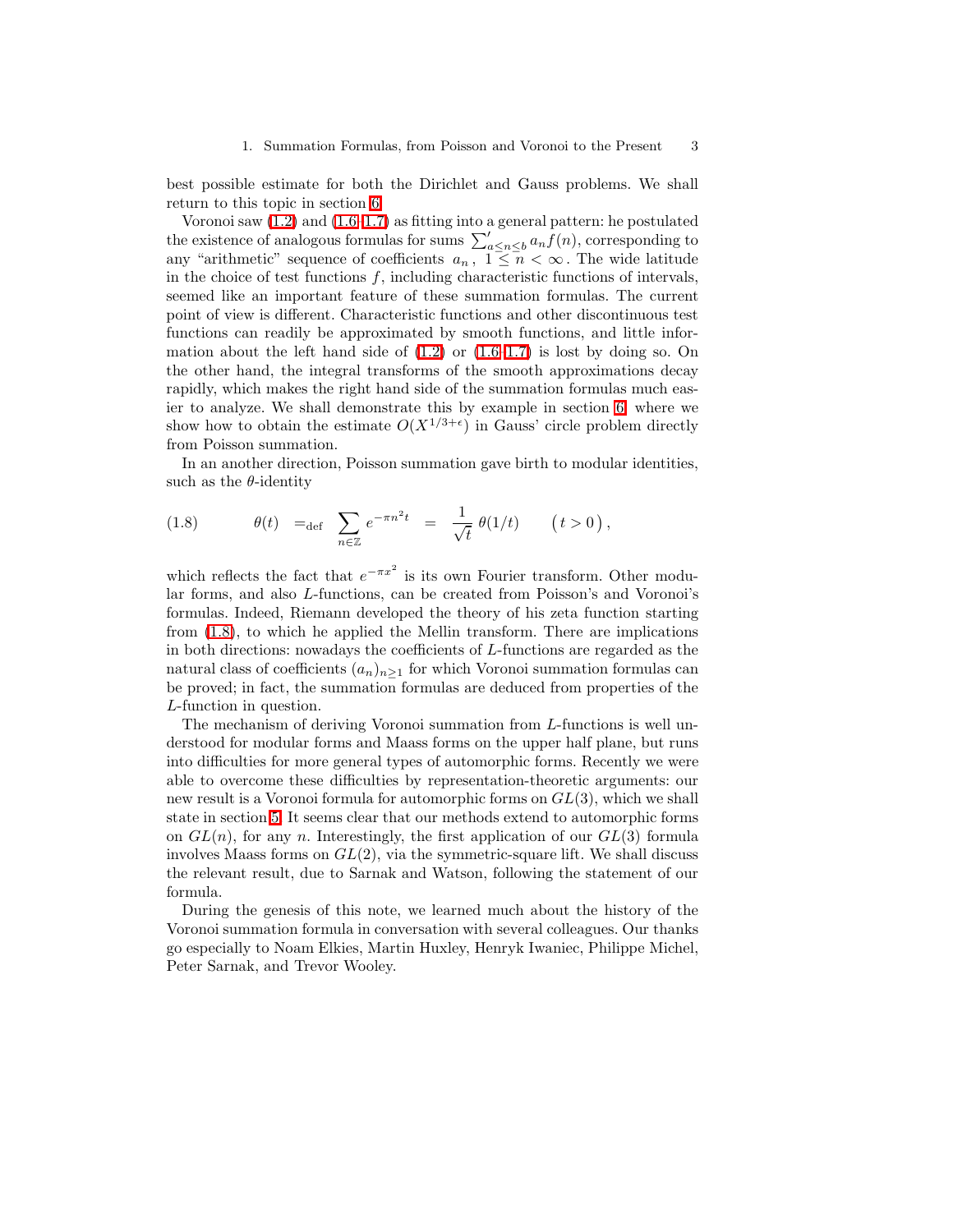best possible estimate for both the Dirichlet and Gauss problems. We shall return to this topic in section 6.

Voronoi saw (1.2) and (1.6–1.7) as fitting into a general pattern: he postulated the existence of analogous formulas for sums $\sum'_{a\le n\le b} a_n f(n)$, corresponding to any "arithmetic" sequence of coefficients $a_n$, $1 \le n < \infty$. The wide latitude in the choice of test functions $f$, including characteristic functions of intervals, seemed like an important feature of these summation formulas. The current point of view is different. Characteristic functions and other discontinuous test functions can readily be approximated by smooth functions, and little information about the left hand side of (1.2) or (1.6–1.7) is lost by doing so. On the other hand, the integral transforms of the smooth approximations decay rapidly, which makes the right hand side of the summation formulas much easier to analyze. We shall demonstrate this by example in section 6, where we show how to obtain the estimate $O(X^{1/3+\epsilon})$ in Gauss' circle problem directly from Poisson summation.

In an another direction, Poisson summation gave birth to modular identities, such as the $\theta$-identity

$$\theta(t) \ =_{\text{def}} \ \sum_{n\in\mathbb{Z}} e^{-\pi n^2 t} \ = \ \frac{1}{\sqrt{t}}\,\theta(1/t) \qquad \big(\, t>0\,\big)\,, \tag{1.8}$$

which reflects the fact that $e^{-\pi x^2}$ is its own Fourier transform. Other modular forms, and also $L$-functions, can be created from Poisson's and Voronoi's formulas. Indeed, Riemann developed the theory of his zeta function starting from (1.8), to which he applied the Mellin transform. There are implications in both directions: nowadays the coefficients of $L$-functions are regarded as the natural class of coefficients $(a_n)_{n\ge1}$ for which Voronoi summation formulas can be proved; in fact, the summation formulas are deduced from properties of the $L$-function in question.

The mechanism of deriving Voronoi summation from $L$-functions is well understood for modular forms and Maass forms on the upper half plane, but runs into difficulties for more general types of automorphic forms. Recently we were able to overcome these difficulties by representation-theoretic arguments: our new result is a Voronoi formula for automorphic forms on $GL(3)$, which we shall state in section 5. It seems clear that our methods extend to automorphic forms on $GL(n)$, for any $n$. Interestingly, the first application of our $GL(3)$ formula involves Maass forms on $GL(2)$, via the symmetric-square lift. We shall discuss the relevant result, due to Sarnak and Watson, following the statement of our formula.

During the genesis of this note, we learned much about the history of the Voronoi summation formula in conversation with several colleagues. Our thanks go especially to Noam Elkies, Martin Huxley, Henryk Iwaniec, Philippe Michel, Peter Sarnak, and Trevor Wooley.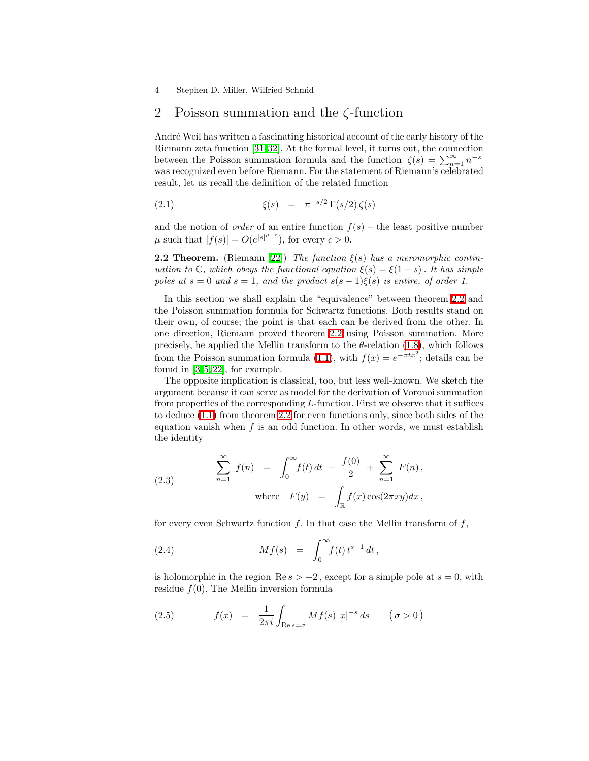## 2 Poisson summation and the $\zeta$-function

André Weil has written a fascinating historical account of the early history of the Riemann zeta function [31,32]. At the formal level, it turns out, the connection between the Poisson summation formula and the function $\zeta(s) = \sum_{n=1}^{\infty} n^{-s}$ was recognized even before Riemann. For the statement of Riemann's celebrated result, let us recall the definition of the related function

$$\xi(s) \quad = \quad \pi^{-s/2}\,\Gamma(s/2)\,\zeta(s) \tag{2.1}$$

and the notion of *order* of an entire function $f(s)$ – the least positive number $\mu$ such that $|f(s)| = O(e^{|s|^{\mu+\epsilon}})$, for every $\epsilon > 0$.

**2.2 Theorem.** (Riemann [22]) *The function $\xi(s)$ has a meromorphic continuation to $\mathbb{C}$, which obeys the functional equation $\xi(s) = \xi(1-s)$. It has simple poles at $s = 0$ and $s = 1$, and the product $s(s-1)\xi(s)$ is entire, of order 1.*

In this section we shall explain the "equivalence" between theorem 2.2 and the Poisson summation formula for Schwartz functions. Both results stand on their own, of course; the point is that each can be derived from the other. In one direction, Riemann proved theorem 2.2 using Poisson summation. More precisely, he applied the Mellin transform to the $\theta$-relation (1.8), which follows from the Poisson summation formula (1.1), with $f(x) = e^{-\pi t x^2}$; details can be found in [3,5,22], for example.

The opposite implication is classical, too, but less well-known. We sketch the argument because it can serve as model for the derivation of Voronoi summation from properties of the corresponding $L$-function. First we observe that it suffices to deduce (1.1) from theorem 2.2 for even functions only, since both sides of the equation vanish when $f$ is an odd function. In other words, we must establish the identity

$$\begin{aligned} \sum_{n=1}^{\infty} f(n) \quad &= \quad \int_0^\infty f(t)\,dt \;-\; \frac{f(0)}{2} \;+\; \sum_{n=1}^{\infty} F(n)\,, \\ \text{where} \quad F(y) \quad &= \quad \int_{\mathbb{R}} f(x)\cos(2\pi x y)dx\,, \end{aligned} \tag{2.3}$$

for every even Schwartz function $f$. In that case the Mellin transform of $f$,

$$Mf(s) \quad = \quad \int_0^\infty f(t)\,t^{s-1}\,dt\,, \tag{2.4}$$

is holomorphic in the region $\operatorname{Re} s > -2$, except for a simple pole at $s = 0$, with residue $f(0)$. The Mellin inversion formula

$$f(x) \quad = \quad \frac{1}{2\pi i}\int_{\operatorname{Re} s = \sigma} Mf(s)\,|x|^{-s}\,ds \qquad \bigl(\sigma > 0\bigr) \tag{2.5}$$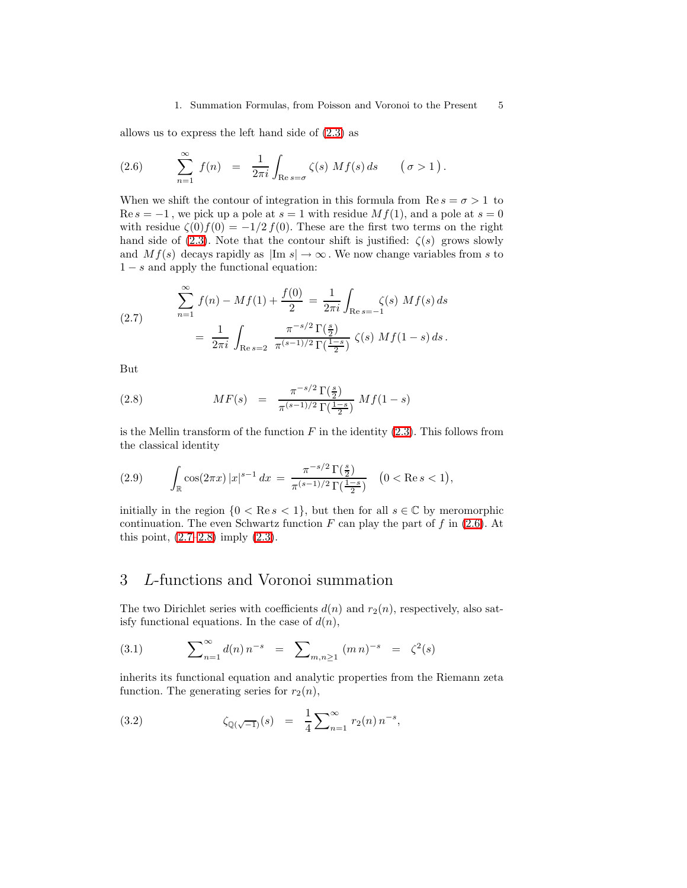allows us to express the left hand side of (2.3) as

$$
(2.6) \qquad \sum_{n=1}^{\infty} f(n) \;=\; \frac{1}{2\pi i} \int_{\mathrm{Re}\, s = \sigma} \zeta(s)\; Mf(s)\, ds \qquad \big(\, \sigma > 1 \,\big)\,.
$$

When we shift the contour of integration in this formula from $\mathrm{Re}\, s = \sigma > 1$ to $\mathrm{Re}\, s = -1$, we pick up a pole at $s = 1$ with residue $Mf(1)$, and a pole at $s = 0$ with residue $\zeta(0) f(0) = -1/2\, f(0)$. These are the first two terms on the right hand side of (2.3). Note that the contour shift is justified: $\zeta(s)$ grows slowly and $Mf(s)$ decays rapidly as $|\mathrm{Im}\, s| \to \infty$. We now change variables from $s$ to $1 - s$ and apply the functional equation:

$$
(2.7) \qquad
\begin{aligned}
\sum_{n=1}^{\infty} f(n) - Mf(1) + \frac{f(0)}{2} \;&=\; \frac{1}{2\pi i} \int_{\mathrm{Re}\, s = -1} \zeta(s)\; Mf(s)\, ds \\
&=\; \frac{1}{2\pi i} \int_{\mathrm{Re}\, s = 2} \frac{\pi^{-s/2}\, \Gamma(\frac{s}{2})}{\pi^{(s-1)/2}\, \Gamma(\frac{1-s}{2})}\; \zeta(s)\; Mf(1-s)\, ds\,.
\end{aligned}
$$

But

$$
(2.8) \qquad MF(s) \;=\; \frac{\pi^{-s/2}\, \Gamma(\frac{s}{2})}{\pi^{(s-1)/2}\, \Gamma(\frac{1-s}{2})}\; Mf(1-s)
$$

is the Mellin transform of the function $F$ in the identity (2.3). This follows from the classical identity

$$
(2.9) \qquad \int_{\mathbb{R}} \cos(2\pi x)\, |x|^{s-1}\, dx \;=\; \frac{\pi^{-s/2}\, \Gamma(\frac{s}{2})}{\pi^{(s-1)/2}\, \Gamma(\frac{1-s}{2})} \quad \big(0 < \mathrm{Re}\, s < 1\big),
$$

initially in the region $\{0 < \mathrm{Re}\, s < 1\}$, but then for all $s \in \mathbb{C}$ by meromorphic continuation. The even Schwartz function $F$ can play the part of $f$ in (2.6). At this point, (2.7–2.8) imply (2.3).

## 3 $L$-functions and Voronoi summation

The two Dirichlet series with coefficients $d(n)$ and $r_2(n)$, respectively, also satisfy functional equations. In the case of $d(n)$,

$$
(3.1) \qquad \sum\nolimits_{n=1}^{\infty} d(n)\, n^{-s} \;=\; \sum\nolimits_{m,n \geq 1} (m\, n)^{-s} \;=\; \zeta^2(s)
$$

inherits its functional equation and analytic properties from the Riemann zeta function. The generating series for $r_2(n)$,

$$
(3.2) \qquad \zeta_{\mathbb{Q}(\sqrt{-1})}(s) \;=\; \frac{1}{4} \sum\nolimits_{n=1}^{\infty} r_2(n)\, n^{-s},
$$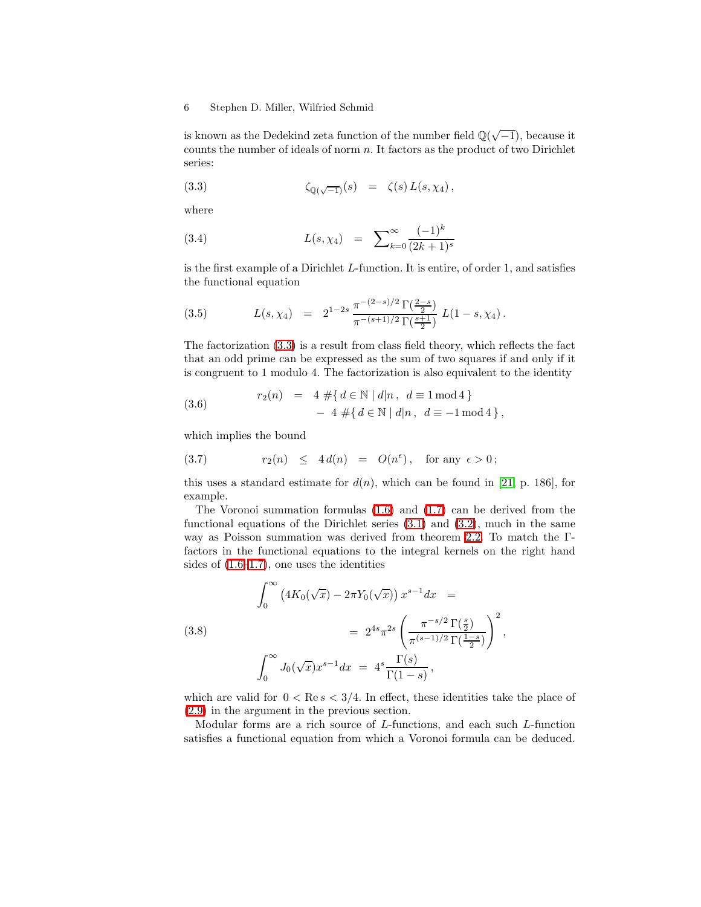is known as the Dedekind zeta function of the number field $\mathbb{Q}(\sqrt{-1})$, because it counts the number of ideals of norm $n$. It factors as the product of two Dirichlet series:

$$\zeta_{\mathbb{Q}(\sqrt{-1})}(s) \quad = \quad \zeta(s)\, L(s,\chi_4)\,, \tag{3.3}$$

where

$$L(s,\chi_4) \quad = \quad \sum\nolimits_{k=0}^{\infty} \frac{(-1)^k}{(2k+1)^s} \tag{3.4}$$

is the first example of a Dirichlet $L$-function. It is entire, of order 1, and satisfies the functional equation

$$L(s,\chi_4) \quad = \quad 2^{1-2s}\, \frac{\pi^{-(2-s)/2}\,\Gamma(\frac{2-s}{2})}{\pi^{-(s+1)/2}\,\Gamma(\frac{s+1}{2})}\; L(1-s,\chi_4)\,. \tag{3.5}$$

The factorization (3.3) is a result from class field theory, which reflects the fact that an odd prime can be expressed as the sum of two squares if and only if it is congruent to 1 modulo 4. The factorization is also equivalent to the identity

$$\begin{aligned} r_2(n) \quad &= \quad 4\,\#\{\, d\in\mathbb{N} \mid d|n\,,\ \ d\equiv 1 \bmod 4\,\} \\ &\qquad -\ 4\,\#\{\, d\in\mathbb{N} \mid d|n\,,\ \ d\equiv -1 \bmod 4\,\}\,, \end{aligned} \tag{3.6}$$

which implies the bound

$$r_2(n) \quad \leq \quad 4\,d(n) \quad = \quad O(n^{\epsilon})\,, \quad \text{for any } \epsilon>0\,; \tag{3.7}$$

this uses a standard estimate for $d(n)$, which can be found in [21, p. 186], for example.

The Voronoi summation formulas (1.6) and (1.7) can be derived from the functional equations of the Dirichlet series (3.1) and (3.2), much in the same way as Poisson summation was derived from theorem 2.2. To match the $\Gamma$-factors in the functional equations to the integral kernels on the right hand sides of (1.6-1.7), one uses the identities

$$\begin{aligned} &\int_0^\infty \big(4K_0(\sqrt{x}) - 2\pi Y_0(\sqrt{x})\big)\, x^{s-1}dx \quad = \\ &\qquad\qquad\qquad = \ 2^{4s}\pi^{2s} \left(\frac{\pi^{-s/2}\,\Gamma(\frac{s}{2})}{\pi^{(s-1)/2}\,\Gamma(\frac{1-s}{2})}\right)^2, \\ &\int_0^\infty J_0(\sqrt{x})x^{s-1}dx \ = \ 4^s\frac{\Gamma(s)}{\Gamma(1-s)}\,, \end{aligned} \tag{3.8}$$

which are valid for $0<\operatorname{Re} s<3/4$. In effect, these identities take the place of (2.9) in the argument in the previous section.

Modular forms are a rich source of $L$-functions, and each such $L$-function satisfies a functional equation from which a Voronoi formula can be deduced.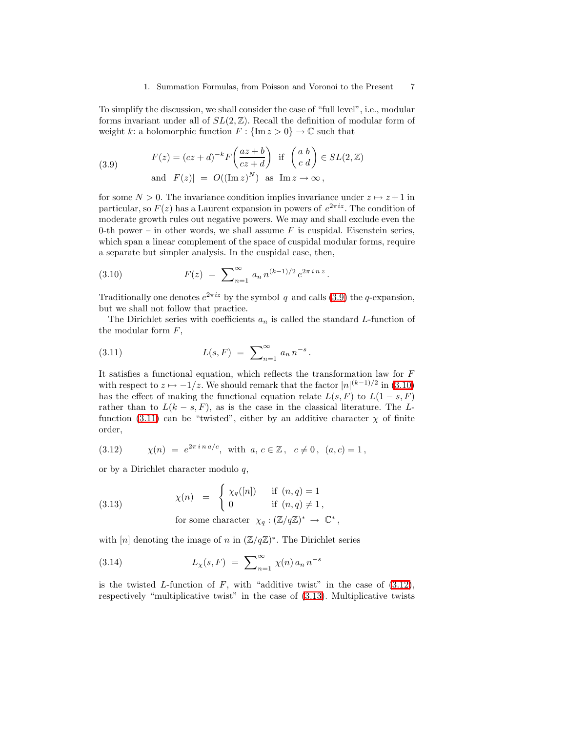To simplify the discussion, we shall consider the case of "full level", i.e., modular forms invariant under all of $SL(2,\mathbb{Z})$. Recall the definition of modular form of weight $k$: a holomorphic function $F : \{\operatorname{Im} z > 0\} \to \mathbb{C}$ such that

$$
\begin{aligned}
&F(z) = (cz+d)^{-k} F\!\left(\frac{az+b}{cz+d}\right) \ \text{ if } \begin{pmatrix} a & b \\ c & d \end{pmatrix} \in SL(2,\mathbb{Z}) \\
&\text{and } |F(z)| \ = \ O((\operatorname{Im} z)^N) \ \text{ as } \ \operatorname{Im} z \to \infty\,,
\end{aligned}
\tag{3.9}
$$

for some $N > 0$. The invariance condition implies invariance under $z \mapsto z+1$ in particular, so $F(z)$ has a Laurent expansion in powers of $e^{2\pi i z}$. The condition of moderate growth rules out negative powers. We may and shall exclude even the 0-th power – in other words, we shall assume $F$ is cuspidal. Eisenstein series, which span a linear complement of the space of cuspidal modular forms, require a separate but simpler analysis. In the cuspidal case, then,

$$
F(z) \ = \ \sum\nolimits_{n=1}^{\infty} a_n\, n^{(k-1)/2}\, e^{2\pi i n z}\,. \tag{3.10}
$$

Traditionally one denotes $e^{2\pi i z}$ by the symbol $q$ and calls (3.9) the $q$-expansion, but we shall not follow that practice.

The Dirichlet series with coefficients $a_n$ is called the standard $L$-function of the modular form $F$,

$$
L(s,F) \ = \ \sum\nolimits_{n=1}^{\infty} a_n\, n^{-s}\,. \tag{3.11}
$$

It satisfies a functional equation, which reflects the transformation law for $F$ with respect to $z \mapsto -1/z$. We should remark that the factor $|n|^{(k-1)/2}$ in (3.10) has the effect of making the functional equation relate $L(s,F)$ to $L(1-s,F)$ rather than to $L(k-s,F)$, as is the case in the classical literature. The $L$-function (3.11) can be "twisted", either by an additive character $\chi$ of finite order,

$$
\chi(n) \ = \ e^{2\pi i n a/c}, \ \text{ with } \ a,\, c \in \mathbb{Z}\,, \ \ c \neq 0\,, \ \ (a,c) = 1\,, \tag{3.12}
$$

or by a Dirichlet character modulo $q$,

$$
\begin{aligned}
&\chi(n) \ \ = \ \ \begin{cases} \chi_q([n]) & \text{if } \ (n,q) = 1 \\ 0 & \text{if } \ (n,q) \neq 1\,, \end{cases} \\
&\text{for some character } \ \chi_q : (\mathbb{Z}/q\mathbb{Z})^* \ \to \ \mathbb{C}^*\,,
\end{aligned}
\tag{3.13}
$$

with $[n]$ denoting the image of $n$ in $(\mathbb{Z}/q\mathbb{Z})^*$. The Dirichlet series

$$
L_\chi(s,F) \ = \ \sum\nolimits_{n=1}^{\infty} \chi(n)\, a_n\, n^{-s} \tag{3.14}
$$

is the twisted $L$-function of $F$, with "additive twist" in the case of (3.12), respectively "multiplicative twist" in the case of (3.13). Multiplicative twists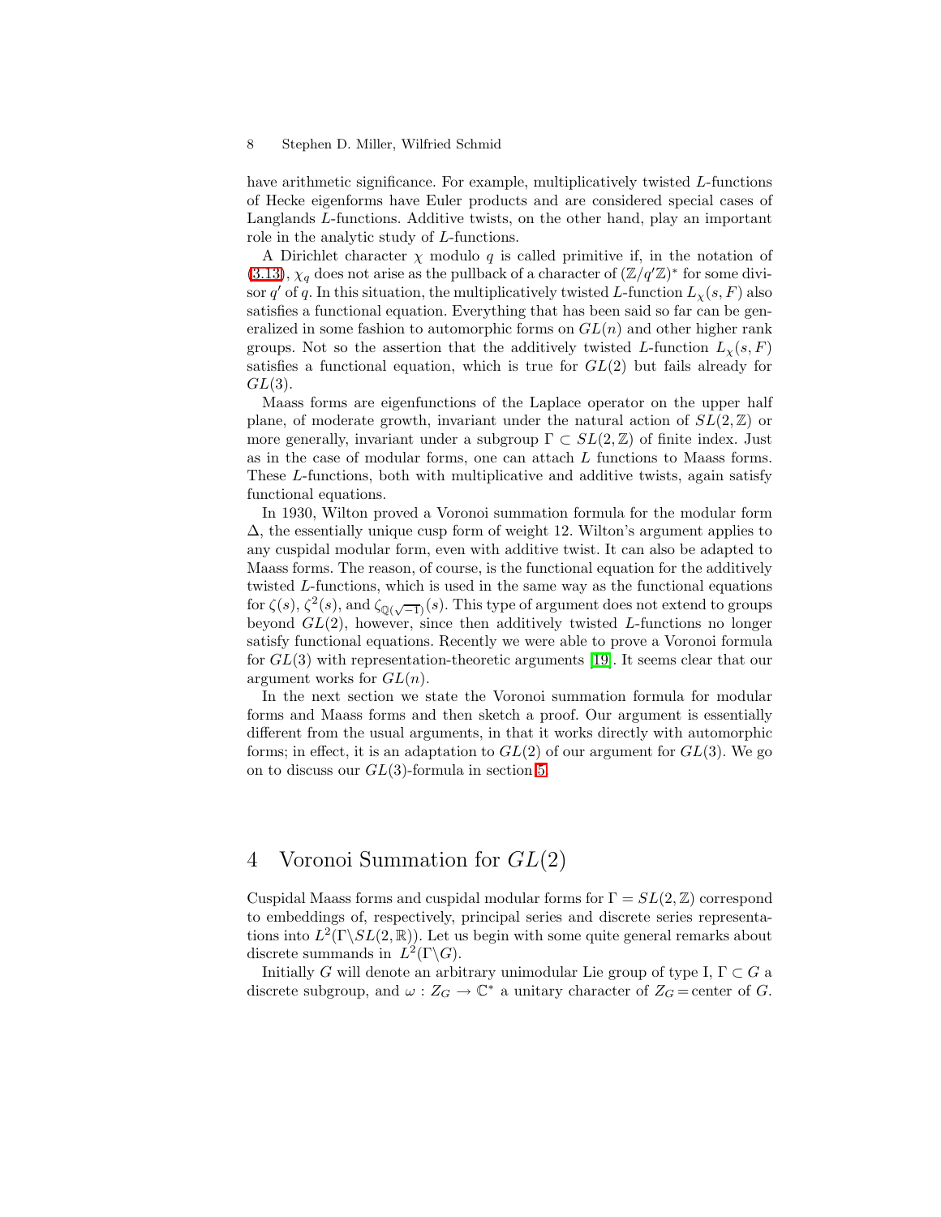have arithmetic significance. For example, multiplicatively twisted $L$-functions of Hecke eigenforms have Euler products and are considered special cases of Langlands $L$-functions. Additive twists, on the other hand, play an important role in the analytic study of $L$-functions.

A Dirichlet character $\chi$ modulo $q$ is called primitive if, in the notation of (3.13), $\chi_q$ does not arise as the pullback of a character of $(\mathbb{Z}/q'\mathbb{Z})^*$ for some divisor $q'$ of $q$. In this situation, the multiplicatively twisted $L$-function $L_\chi(s,F)$ also satisfies a functional equation. Everything that has been said so far can be generalized in some fashion to automorphic forms on $GL(n)$ and other higher rank groups. Not so the assertion that the additively twisted $L$-function $L_\chi(s,F)$ satisfies a functional equation, which is true for $GL(2)$ but fails already for $GL(3)$.

Maass forms are eigenfunctions of the Laplace operator on the upper half plane, of moderate growth, invariant under the natural action of $SL(2,\mathbb{Z})$ or more generally, invariant under a subgroup $\Gamma \subset SL(2,\mathbb{Z})$ of finite index. Just as in the case of modular forms, one can attach $L$ functions to Maass forms. These $L$-functions, both with multiplicative and additive twists, again satisfy functional equations.

In 1930, Wilton proved a Voronoi summation formula for the modular form $\Delta$, the essentially unique cusp form of weight 12. Wilton's argument applies to any cuspidal modular form, even with additive twist. It can also be adapted to Maass forms. The reason, of course, is the functional equation for the additively twisted $L$-functions, which is used in the same way as the functional equations for $\zeta(s)$, $\zeta^2(s)$, and $\zeta_{\mathbb{Q}(\sqrt{-1})}(s)$. This type of argument does not extend to groups beyond $GL(2)$, however, since then additively twisted $L$-functions no longer satisfy functional equations. Recently we were able to prove a Voronoi formula for $GL(3)$ with representation-theoretic arguments [19]. It seems clear that our argument works for $GL(n)$.

In the next section we state the Voronoi summation formula for modular forms and Maass forms and then sketch a proof. Our argument is essentially different from the usual arguments, in that it works directly with automorphic forms; in effect, it is an adaptation to $GL(2)$ of our argument for $GL(3)$. We go on to discuss our $GL(3)$-formula in section 5.

# 4 Voronoi Summation for $GL(2)$

Cuspidal Maass forms and cuspidal modular forms for $\Gamma = SL(2,\mathbb{Z})$ correspond to embeddings of, respectively, principal series and discrete series representations into $L^2(\Gamma\backslash SL(2,\mathbb{R}))$. Let us begin with some quite general remarks about discrete summands in $L^2(\Gamma\backslash G)$.

Initially $G$ will denote an arbitrary unimodular Lie group of type I, $\Gamma \subset G$ a discrete subgroup, and $\omega : Z_G \to \mathbb{C}^*$ a unitary character of $Z_G =$ center of $G$.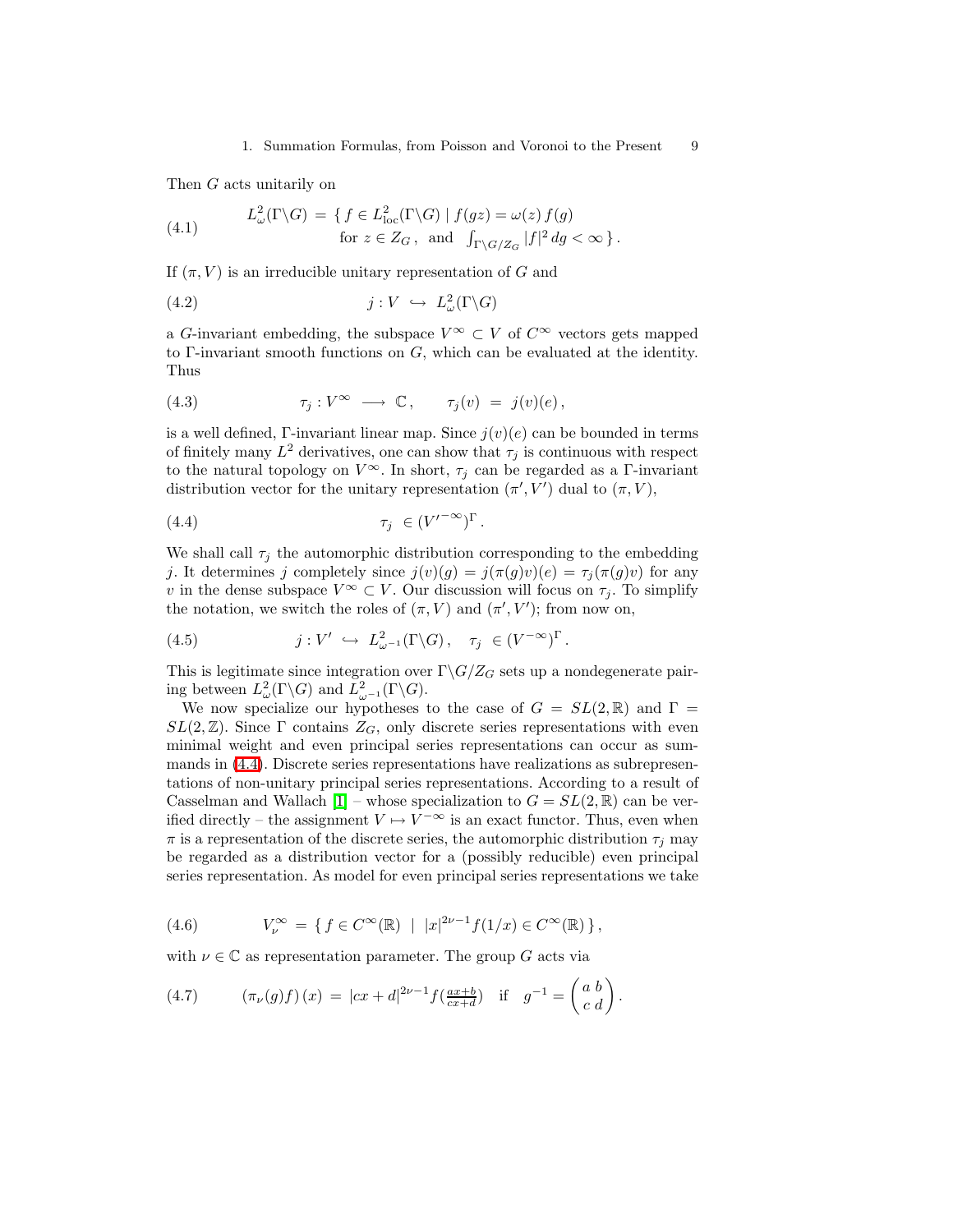Then $G$ acts unitarily on

$$L^2_\omega(\Gamma\backslash G) \;=\; \{\, f \in L^2_{\mathrm{loc}}(\Gamma\backslash G) \mid f(gz) = \omega(z)\, f(g) \text{ for } z \in Z_G\,, \text{ and } \int_{\Gamma\backslash G/Z_G} |f|^2\, dg < \infty \,\}\,. \tag{4.1}$$

If $(\pi, V)$ is an irreducible unitary representation of $G$ and

$$j : V \;\hookrightarrow\; L^2_\omega(\Gamma\backslash G) \tag{4.2}$$

a $G$-invariant embedding, the subspace $V^\infty \subset V$ of $C^\infty$ vectors gets mapped to $\Gamma$-invariant smooth functions on $G$, which can be evaluated at the identity. Thus

$$\tau_j : V^\infty \;\longrightarrow\; \mathbb{C}\,, \qquad \tau_j(v) \;=\; j(v)(e)\,, \tag{4.3}$$

is a well defined, $\Gamma$-invariant linear map. Since $j(v)(e)$ can be bounded in terms of finitely many $L^2$ derivatives, one can show that $\tau_j$ is continuous with respect to the natural topology on $V^\infty$. In short, $\tau_j$ can be regarded as a $\Gamma$-invariant distribution vector for the unitary representation $(\pi', V')$ dual to $(\pi, V)$,

$$\tau_j \;\in (V'^{-\infty})^\Gamma\,. \tag{4.4}$$

We shall call $\tau_j$ the automorphic distribution corresponding to the embedding $j$. It determines $j$ completely since $j(v)(g) = j(\pi(g)v)(e) = \tau_j(\pi(g)v)$ for any $v$ in the dense subspace $V^\infty \subset V$. Our discussion will focus on $\tau_j$. To simplify the notation, we switch the roles of $(\pi, V)$ and $(\pi', V')$; from now on,

$$j : V' \;\hookrightarrow\; L^2_{\omega^{-1}}(\Gamma\backslash G)\,, \quad \tau_j \;\in (V^{-\infty})^\Gamma\,. \tag{4.5}$$

This is legitimate since integration over $\Gamma\backslash G/Z_G$ sets up a nondegenerate pairing between $L^2_\omega(\Gamma\backslash G)$ and $L^2_{\omega^{-1}}(\Gamma\backslash G)$.

We now specialize our hypotheses to the case of $G = SL(2,\mathbb{R})$ and $\Gamma = SL(2,\mathbb{Z})$. Since $\Gamma$ contains $Z_G$, only discrete series representations with even minimal weight and even principal series representations can occur as summands in (4.4). Discrete series representations have realizations as subrepresentations of non-unitary principal series representations. According to a result of Casselman and Wallach [1] – whose specialization to $G = SL(2,\mathbb{R})$ can be verified directly – the assignment $V \mapsto V^{-\infty}$ is an exact functor. Thus, even when $\pi$ is a representation of the discrete series, the automorphic distribution $\tau_j$ may be regarded as a distribution vector for a (possibly reducible) even principal series representation. As model for even principal series representations we take

$$V^\infty_\nu \;=\; \{\, f \in C^\infty(\mathbb{R}) \;\mid\; |x|^{2\nu-1} f(1/x) \in C^\infty(\mathbb{R}) \,\}\,, \tag{4.6}$$

with $\nu \in \mathbb{C}$ as representation parameter. The group $G$ acts via

$$(\pi_\nu(g) f)\,(x) \;=\; |cx+d|^{2\nu-1} f\!\left(\tfrac{ax+b}{cx+d}\right) \quad \text{if} \quad g^{-1} = \begin{pmatrix} a & b \\ c & d \end{pmatrix}. \tag{4.7}$$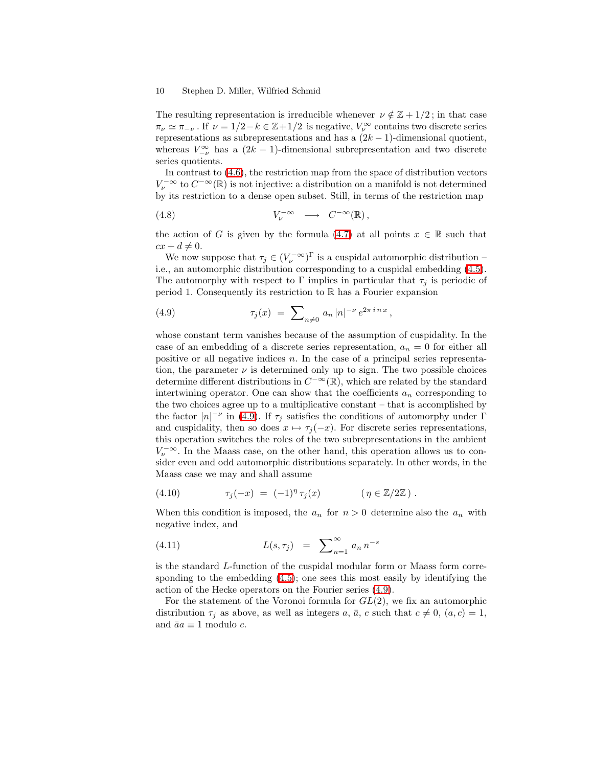The resulting representation is irreducible whenever $\nu \notin \mathbb{Z} + 1/2$ ; in that case $\pi_\nu \simeq \pi_{-\nu}$ . If $\nu = 1/2 - k \in \mathbb{Z}+1/2$ is negative, $V_\nu^\infty$ contains two discrete series representations as subrepresentations and has a $(2k-1)$-dimensional quotient, whereas $V_{-\nu}^\infty$ has a $(2k-1)$-dimensional subrepresentation and two discrete series quotients.

In contrast to (4.6), the restriction map from the space of distribution vectors $V_\nu^{-\infty}$ to $C^{-\infty}(\mathbb{R})$ is not injective: a distribution on a manifold is not determined by its restriction to a dense open subset. Still, in terms of the restriction map

$$V_\nu^{-\infty} \quad \longrightarrow \quad C^{-\infty}(\mathbb{R}) \,, \tag{4.8}$$

the action of $G$ is given by the formula (4.7) at all points $x \in \mathbb{R}$ such that $cx + d \neq 0$.

We now suppose that $\tau_j \in (V_\nu^{-\infty})^\Gamma$ is a cuspidal automorphic distribution – i.e., an automorphic distribution corresponding to a cuspidal embedding (4.5). The automorphy with respect to $\Gamma$ implies in particular that $\tau_j$ is periodic of period 1. Consequently its restriction to $\mathbb{R}$ has a Fourier expansion

$$\tau_j(x) \;=\; \sum\nolimits_{n\neq 0} a_n\, |n|^{-\nu}\, e^{2\pi\, i\, n\, x} \,, \tag{4.9}$$

whose constant term vanishes because of the assumption of cuspidality. In the case of an embedding of a discrete series representation, $a_n = 0$ for either all positive or all negative indices $n$. In the case of a principal series representation, the parameter $\nu$ is determined only up to sign. The two possible choices determine different distributions in $C^{-\infty}(\mathbb{R})$, which are related by the standard intertwining operator. One can show that the coefficients $a_n$ corresponding to the two choices agree up to a multiplicative constant – that is accomplished by the factor $|n|^{-\nu}$ in (4.9). If $\tau_j$ satisfies the conditions of automorphy under $\Gamma$ and cuspidality, then so does $x \mapsto \tau_j(-x)$. For discrete series representations, this operation switches the roles of the two subrepresentations in the ambient $V_\nu^{-\infty}$. In the Maass case, on the other hand, this operation allows us to consider even and odd automorphic distributions separately. In other words, in the Maass case we may and shall assume

$$\tau_j(-x) \;=\; (-1)^\eta\, \tau_j(x) \qquad\qquad (\,\eta \in \mathbb{Z}/2\mathbb{Z}\,)\ . \tag{4.10}$$

When this condition is imposed, the $a_n$ for $n > 0$ determine also the $a_n$ with negative index, and

$$L(s, \tau_j) \quad = \quad \sum\nolimits_{n=1}^\infty a_n\, n^{-s} \tag{4.11}$$

is the standard $L$-function of the cuspidal modular form or Maass form corresponding to the embedding (4.5); one sees this most easily by identifying the action of the Hecke operators on the Fourier series (4.9).

For the statement of the Voronoi formula for $GL(2)$, we fix an automorphic distribution $\tau_j$ as above, as well as integers $a$, $\bar{a}$, $c$ such that $c \neq 0$, $(a, c) = 1$, and $\bar{a}a \equiv 1$ modulo $c$.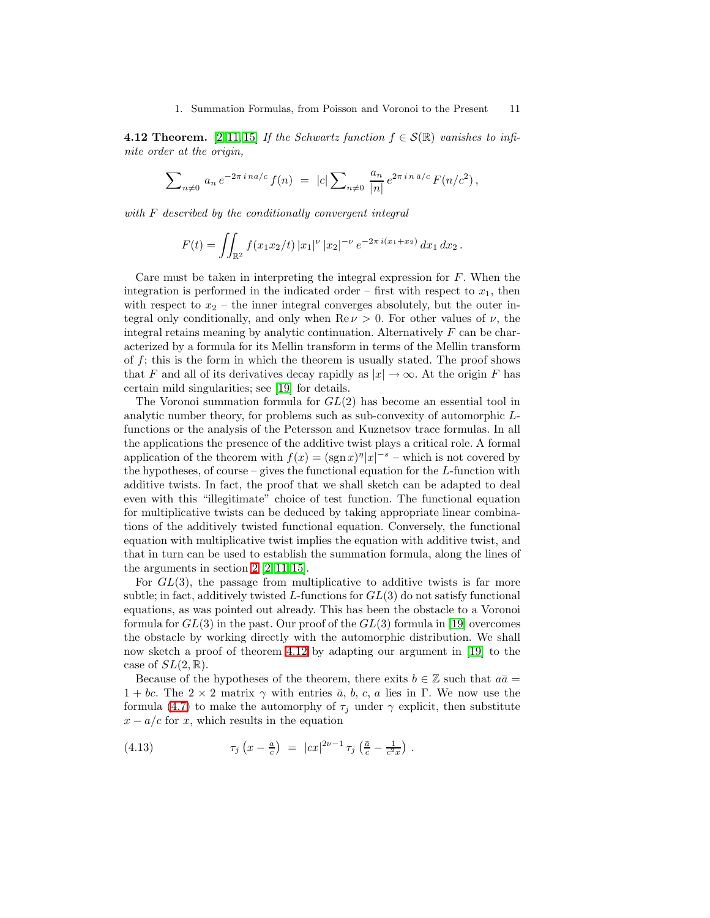**4.12 Theorem.** [2,11,15] *If the Schwartz function $f \in \mathcal{S}(\mathbb{R})$ vanishes to infinite order at the origin,*

$$\sum\nolimits_{n \neq 0} a_n \, e^{-2\pi i n a/c} \, f(n) \;=\; |c| \sum\nolimits_{n \neq 0} \frac{a_n}{|n|} \, e^{2\pi i n \bar{a}/c} \, F(n/c^2) \,,$$

*with $F$ described by the conditionally convergent integral*

$$F(t) = \iint_{\mathbb{R}^2} f(x_1 x_2/t) \, |x_1|^{\nu} \, |x_2|^{-\nu} \, e^{-2\pi i (x_1 + x_2)} \, dx_1 \, dx_2 \,.$$

Care must be taken in interpreting the integral expression for $F$. When the integration is performed in the indicated order – first with respect to $x_1$, then with respect to $x_2$ – the inner integral converges absolutely, but the outer integral only conditionally, and only when $\mathrm{Re}\,\nu > 0$. For other values of $\nu$, the integral retains meaning by analytic continuation. Alternatively $F$ can be characterized by a formula for its Mellin transform in terms of the Mellin transform of $f$; this is the form in which the theorem is usually stated. The proof shows that $F$ and all of its derivatives decay rapidly as $|x| \to \infty$. At the origin $F$ has certain mild singularities; see [19] for details.

The Voronoi summation formula for $GL(2)$ has become an essential tool in analytic number theory, for problems such as sub-convexity of automorphic $L$-functions or the analysis of the Petersson and Kuznetsov trace formulas. In all the applications the presence of the additive twist plays a critical role. A formal application of the theorem with $f(x) = (\operatorname{sgn} x)^{\eta} |x|^{-s}$ – which is not covered by the hypotheses, of course – gives the functional equation for the $L$-function with additive twists. In fact, the proof that we shall sketch can be adapted to deal even with this "illegitimate" choice of test function. The functional equation for multiplicative twists can be deduced by taking appropriate linear combinations of the additively twisted functional equation. Conversely, the functional equation with multiplicative twist implies the equation with additive twist, and that in turn can be used to establish the summation formula, along the lines of the arguments in section 2 [2,11,15].

For $GL(3)$, the passage from multiplicative to additive twists is far more subtle; in fact, additively twisted $L$-functions for $GL(3)$ do not satisfy functional equations, as was pointed out already. This has been the obstacle to a Voronoi formula for $GL(3)$ in the past. Our proof of the $GL(3)$ formula in [19] overcomes the obstacle by working directly with the automorphic distribution. We shall now sketch a proof of theorem 4.12 by adapting our argument in [19] to the case of $SL(2, \mathbb{R})$.

Because of the hypotheses of the theorem, there exits $b \in \mathbb{Z}$ such that $a\bar{a} = 1 + bc$. The $2 \times 2$ matrix $\gamma$ with entries $\bar{a}$, $b$, $c$, $a$ lies in $\Gamma$. We now use the formula (4.7) to make the automorphy of $\tau_j$ under $\gamma$ explicit, then substitute $x - a/c$ for $x$, which results in the equation

$$\tau_j\left(x - \tfrac{a}{c}\right) \;=\; |cx|^{2\nu - 1} \, \tau_j\left(\tfrac{\bar{a}}{c} - \tfrac{1}{c^2 x}\right) . \tag{4.13}$$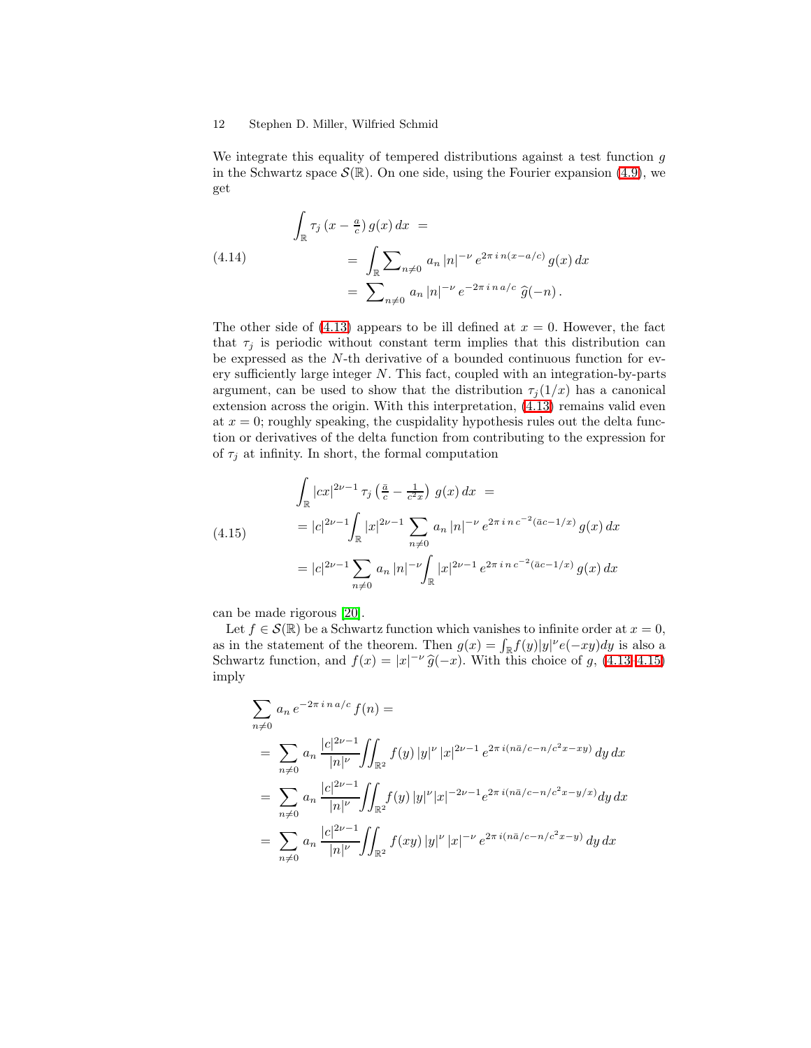We integrate this equality of tempered distributions against a test function $g$ in the Schwartz space $\mathcal{S}(\mathbb{R})$. On one side, using the Fourier expansion (4.9), we get

$$
\begin{aligned}
\int_{\mathbb{R}} \tau_j \left(x - \tfrac{a}{c}\right) g(x)\, dx \; &= \\
&= \int_{\mathbb{R}} \sum\nolimits_{n\neq 0} a_n \, |n|^{-\nu} \, e^{2\pi\, i\, n(x-a/c)} \, g(x)\, dx \\
&= \sum\nolimits_{n\neq 0} a_n \, |n|^{-\nu} \, e^{-2\pi\, i\, n\, a/c} \, \widehat{g}(-n)\, .
\end{aligned}
\tag{4.14}
$$

The other side of (4.13) appears to be ill defined at $x = 0$. However, the fact that $\tau_j$ is periodic without constant term implies that this distribution can be expressed as the $N$-th derivative of a bounded continuous function for every sufficiently large integer $N$. This fact, coupled with an integration-by-parts argument, can be used to show that the distribution $\tau_j(1/x)$ has a canonical extension across the origin. With this interpretation, (4.13) remains valid even at $x = 0$; roughly speaking, the cuspidality hypothesis rules out the delta function or derivatives of the delta function from contributing to the expression for of $\tau_j$ at infinity. In short, the formal computation

$$
\begin{aligned}
\int_{\mathbb{R}} |cx|^{2\nu-1} \, \tau_j \left(\tfrac{\bar{a}}{c} - \tfrac{1}{c^2 x}\right) \, g(x)\, dx \; &= \\
= |c|^{2\nu-1} &\int_{\mathbb{R}} |x|^{2\nu-1} \sum_{n\neq 0} a_n \, |n|^{-\nu} \, e^{2\pi\, i\, n\, c^{-2}(\bar{a}c - 1/x)} \, g(x)\, dx \\
= |c|^{2\nu-1} &\sum_{n\neq 0} a_n \, |n|^{-\nu} \int_{\mathbb{R}} |x|^{2\nu-1} \, e^{2\pi\, i\, n\, c^{-2}(\bar{a}c - 1/x)} \, g(x)\, dx
\end{aligned}
\tag{4.15}
$$

can be made rigorous [20].

Let $f \in \mathcal{S}(\mathbb{R})$ be a Schwartz function which vanishes to infinite order at $x = 0$, as in the statement of the theorem. Then $g(x) = \int_{\mathbb{R}} f(y)|y|^{\nu} e(-xy) dy$ is also a Schwartz function, and $f(x) = |x|^{-\nu}\, \widehat{g}(-x)$. With this choice of $g$, (4.13–4.15) imply

$$
\begin{aligned}
&\sum_{n\neq 0} a_n \, e^{-2\pi\, i\, n\, a/c} \, f(n) = \\
&= \sum_{n\neq 0} a_n \, \frac{|c|^{2\nu-1}}{|n|^{\nu}} \iint_{\mathbb{R}^2} f(y) \, |y|^{\nu} \, |x|^{2\nu-1} \, e^{2\pi\, i(n\bar{a}/c - n/c^2 x - xy)} \, dy \, dx \\
&= \sum_{n\neq 0} a_n \, \frac{|c|^{2\nu-1}}{|n|^{\nu}} \iint_{\mathbb{R}^2} f(y) \, |y|^{\nu} |x|^{-2\nu-1} e^{2\pi\, i(n\bar{a}/c - n/c^2 x - y/x)} dy \, dx \\
&= \sum_{n\neq 0} a_n \, \frac{|c|^{2\nu-1}}{|n|^{\nu}} \iint_{\mathbb{R}^2} f(xy) \, |y|^{\nu} \, |x|^{-\nu} \, e^{2\pi\, i(n\bar{a}/c - n/c^2 x - y)} \, dy \, dx
\end{aligned}
$$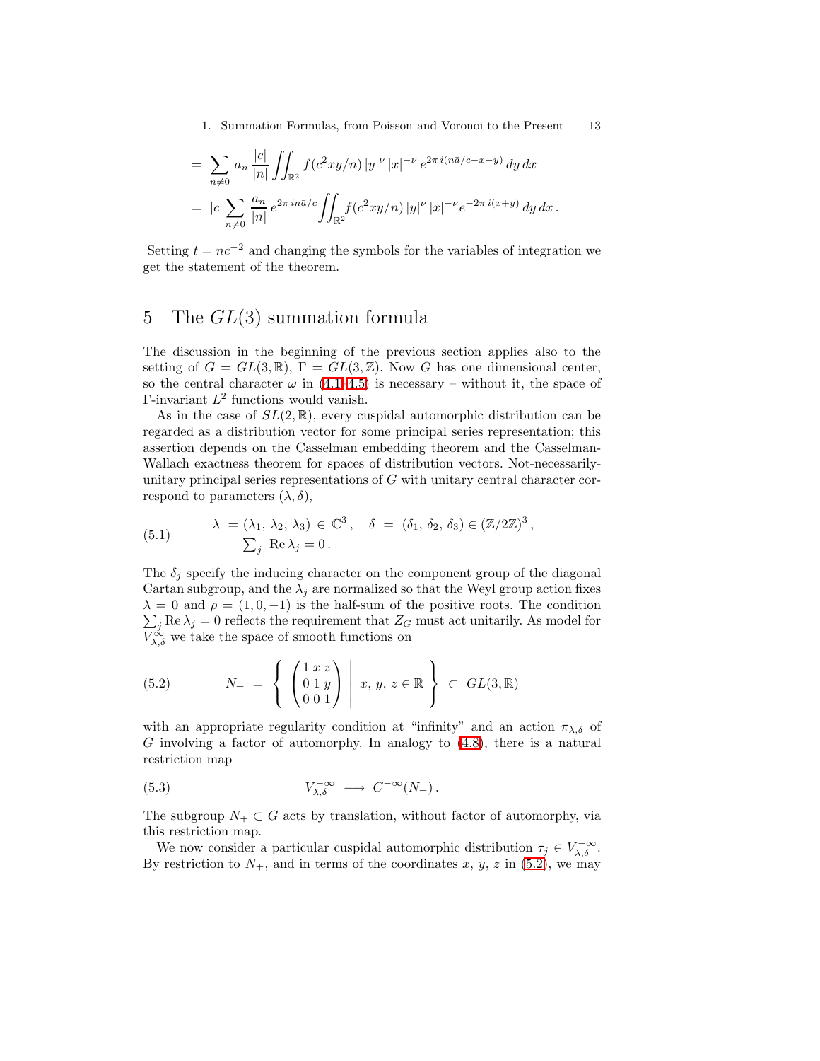$$= \sum_{n \neq 0} a_n \frac{|c|}{|n|} \iint_{\mathbb{R}^2} f(c^2 xy/n)\, |y|^{\nu}\, |x|^{-\nu}\, e^{2\pi\, i(n\bar{a}/c - x - y)}\, dy\, dx$$

$$= |c| \sum_{n \neq 0} \frac{a_n}{|n|}\, e^{2\pi\, in\bar{a}/c} \iint_{\mathbb{R}^2} f(c^2 xy/n)\, |y|^{\nu}\, |x|^{-\nu} e^{-2\pi\, i(x+y)}\, dy\, dx\,.$$

Setting $t = nc^{-2}$ and changing the symbols for the variables of integration we get the statement of the theorem.

## 5 The $GL(3)$ summation formula

The discussion in the beginning of the previous section applies also to the setting of $G = GL(3,\mathbb{R})$, $\Gamma = GL(3,\mathbb{Z})$. Now $G$ has one dimensional center, so the central character $\omega$ in (4.1–4.5) is necessary – without it, the space of $\Gamma$-invariant $L^2$ functions would vanish.

As in the case of $SL(2,\mathbb{R})$, every cuspidal automorphic distribution can be regarded as a distribution vector for some principal series representation; this assertion depends on the Casselman embedding theorem and the Casselman-Wallach exactness theorem for spaces of distribution vectors. Not-necessarily-unitary principal series representations of $G$ with unitary central character correspond to parameters $(\lambda, \delta)$,

$$\text{(5.1)} \qquad \begin{aligned} &\lambda \;=\; (\lambda_1,\, \lambda_2,\, \lambda_3) \,\in\, \mathbb{C}^3\,, \quad \delta \;=\; (\delta_1,\, \delta_2,\, \delta_3) \in (\mathbb{Z}/2\mathbb{Z})^3\,, \\ &\textstyle\sum_j \; \operatorname{Re}\lambda_j = 0\,. \end{aligned}$$

The $\delta_j$ specify the inducing character on the component group of the diagonal Cartan subgroup, and the $\lambda_j$ are normalized so that the Weyl group action fixes $\lambda = 0$ and $\rho = (1, 0, -1)$ is the half-sum of the positive roots. The condition $\sum_j \operatorname{Re}\lambda_j = 0$ reflects the requirement that $Z_G$ must act unitarily. As model for $V^{\infty}_{\lambda,\delta}$ we take the space of smooth functions on

$$\text{(5.2)} \qquad N_+ \;=\; \left\{ \left. \begin{pmatrix} 1 & x & z \\ 0 & 1 & y \\ 0 & 0 & 1 \end{pmatrix} \;\right|\; x,\, y,\, z \in \mathbb{R} \right\} \;\subset\; GL(3,\mathbb{R})$$

with an appropriate regularity condition at "infinity" and an action $\pi_{\lambda,\delta}$ of $G$ involving a factor of automorphy. In analogy to (4.8), there is a natural restriction map

$$\text{(5.3)} \qquad V^{-\infty}_{\lambda,\delta} \;\longrightarrow\; C^{-\infty}(N_+)\,.$$

The subgroup $N_+ \subset G$ acts by translation, without factor of automorphy, via this restriction map.

We now consider a particular cuspidal automorphic distribution $\tau_j \in V^{-\infty}_{\lambda,\delta}$. By restriction to $N_+$, and in terms of the coordinates $x$, $y$, $z$ in (5.2), we may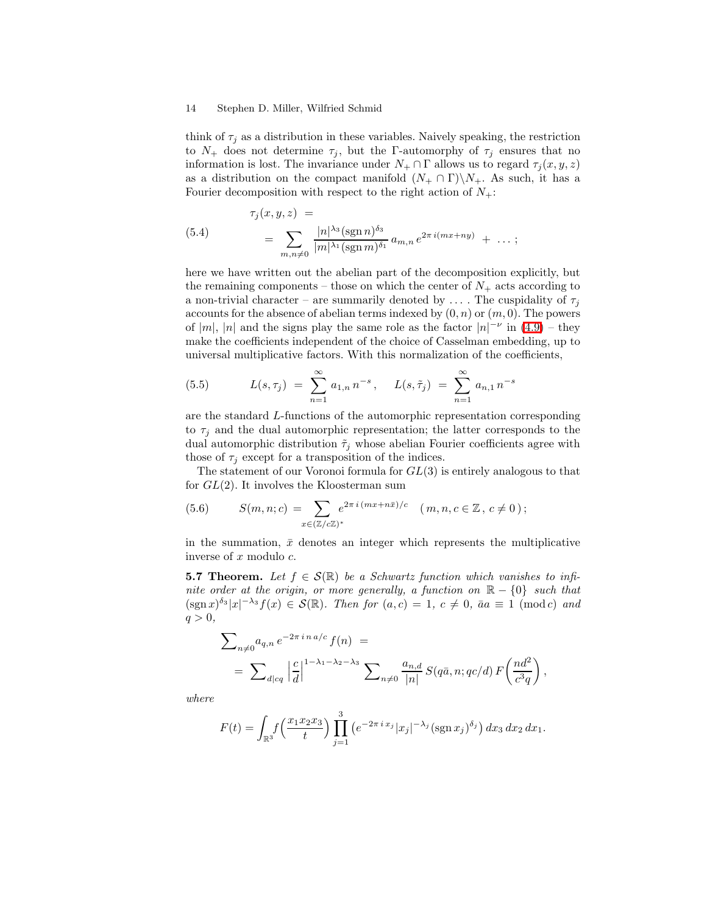think of $\tau_j$ as a distribution in these variables. Naively speaking, the restriction to $N_+$ does not determine $\tau_j$, but the $\Gamma$-automorphy of $\tau_j$ ensures that no information is lost. The invariance under $N_+ \cap \Gamma$ allows us to regard $\tau_j(x,y,z)$ as a distribution on the compact manifold $(N_+ \cap \Gamma)\backslash N_+$. As such, it has a Fourier decomposition with respect to the right action of $N_+$:

$$
\begin{aligned}
\tau_j(x,y,z) \ &= \\
&= \sum_{m,n \neq 0} \frac{|n|^{\lambda_3} (\operatorname{sgn} n)^{\delta_3}}{|m|^{\lambda_1} (\operatorname{sgn} m)^{\delta_1}} \, a_{m,n} \, e^{2\pi i (mx+ny)} \ + \ \dots\,;
\end{aligned}
\tag{5.4}
$$

here we have written out the abelian part of the decomposition explicitly, but the remaining components – those on which the center of $N_+$ acts according to a non-trivial character – are summarily denoted by $\dots$ . The cuspidality of $\tau_j$ accounts for the absence of abelian terms indexed by $(0,n)$ or $(m,0)$. The powers of $|m|$, $|n|$ and the signs play the same role as the factor $|n|^{-\nu}$ in (4.9) – they make the coefficients independent of the choice of Casselman embedding, up to universal multiplicative factors. With this normalization of the coefficients,

$$
L(s,\tau_j) \ = \ \sum_{n=1}^{\infty} a_{1,n}\, n^{-s}\,, \qquad L(s,\tilde{\tau}_j) \ = \ \sum_{n=1}^{\infty} a_{n,1}\, n^{-s}
\tag{5.5}
$$

are the standard $L$-functions of the automorphic representation corresponding to $\tau_j$ and the dual automorphic representation; the latter corresponds to the dual automorphic distribution $\tilde{\tau}_j$ whose abelian Fourier coefficients agree with those of $\tau_j$ except for a transposition of the indices.

The statement of our Voronoi formula for $GL(3)$ is entirely analogous to that for $GL(2)$. It involves the Kloosterman sum

$$
S(m,n;c) = \sum_{x \in (\mathbb{Z}/c\mathbb{Z})^*} e^{2\pi i (mx + n\bar{x})/c} \quad (\, m,n,c \in \mathbb{Z}\,,\ c \neq 0\,)\,;
\tag{5.6}
$$

in the summation, $\bar{x}$ denotes an integer which represents the multiplicative inverse of $x$ modulo $c$.

**5.7 Theorem.** *Let $f \in \mathcal{S}(\mathbb{R})$ be a Schwartz function which vanishes to infinite order at the origin, or more generally, a function on $\mathbb{R} - \{0\}$ such that $(\operatorname{sgn} x)^{\delta_3} |x|^{-\lambda_3} f(x) \in \mathcal{S}(\mathbb{R})$. Then for $(a,c) = 1$, $c \neq 0$, $\bar{a}a \equiv 1 \ (\operatorname{mod} c)$ and $q > 0$,*

$$
\begin{aligned}
&\sum\nolimits_{n \neq 0} a_{q,n}\, e^{-2\pi i\, n\, a/c}\, f(n) \ = \\
&\quad = \ \sum\nolimits_{d|cq} \left|\frac{c}{d}\right|^{1-\lambda_1-\lambda_2-\lambda_3} \sum\nolimits_{n \neq 0} \frac{a_{n,d}}{|n|}\, S(q\bar{a}, n; qc/d)\, F\!\left(\frac{nd^2}{c^3 q}\right),
\end{aligned}
$$

*where*

$$
F(t) = \int_{\mathbb{R}^3} f\Big(\frac{x_1 x_2 x_3}{t}\Big) \prod_{j=1}^{3} \big(e^{-2\pi i\, x_j} |x_j|^{-\lambda_j} (\operatorname{sgn} x_j)^{\delta_j}\big)\, dx_3\, dx_2\, dx_1.
$$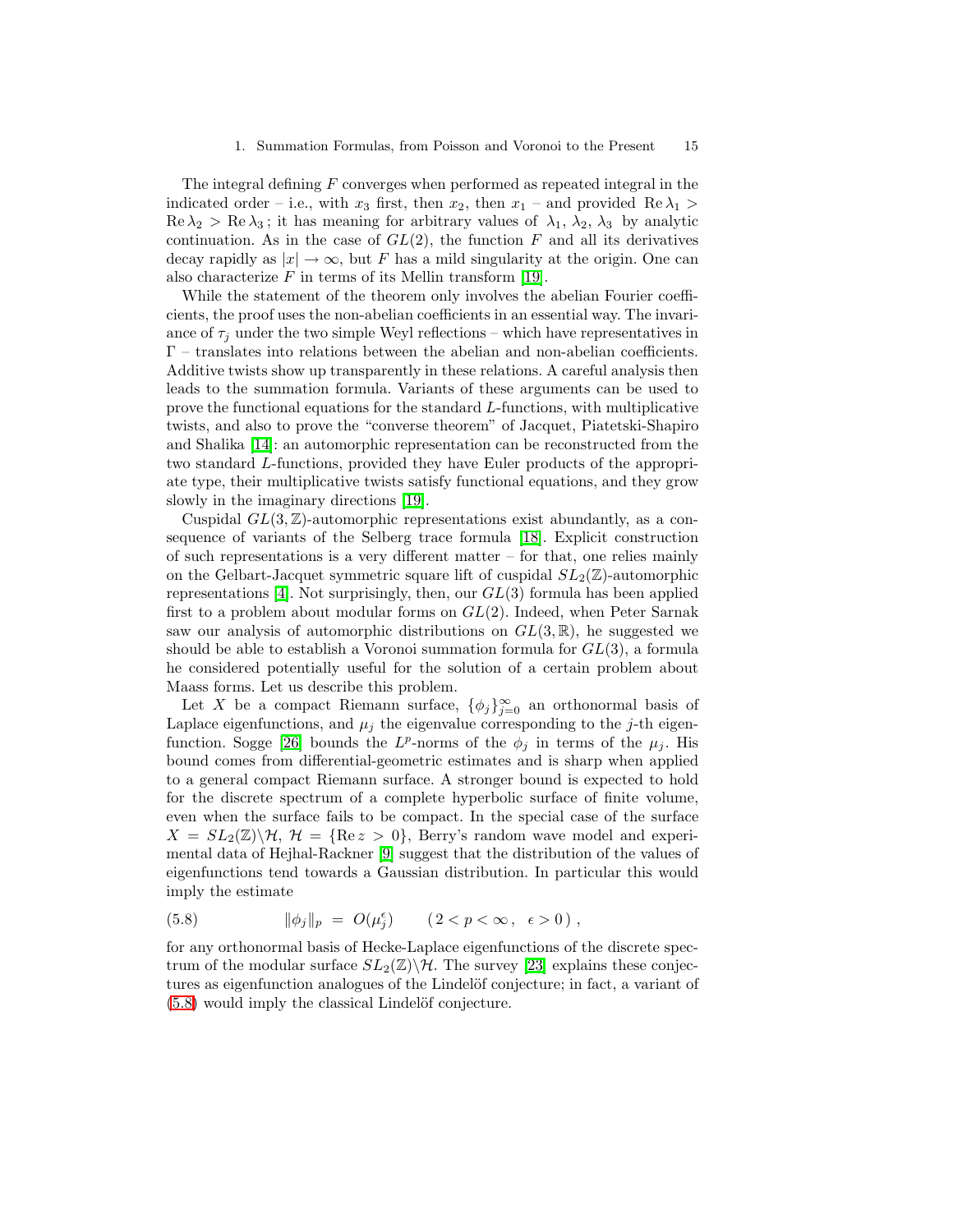The integral defining $F$ converges when performed as repeated integral in the indicated order – i.e., with $x_3$ first, then $x_2$, then $x_1$ – and provided $\operatorname{Re}\lambda_1 > \operatorname{Re}\lambda_2 > \operatorname{Re}\lambda_3$ ; it has meaning for arbitrary values of $\lambda_1$, $\lambda_2$, $\lambda_3$ by analytic continuation. As in the case of $GL(2)$, the function $F$ and all its derivatives decay rapidly as $|x| \to \infty$, but $F$ has a mild singularity at the origin. One can also characterize $F$ in terms of its Mellin transform [19].

While the statement of the theorem only involves the abelian Fourier coefficients, the proof uses the non-abelian coefficients in an essential way. The invariance of $\tau_j$ under the two simple Weyl reflections – which have representatives in $\Gamma$ – translates into relations between the abelian and non-abelian coefficients. Additive twists show up transparently in these relations. A careful analysis then leads to the summation formula. Variants of these arguments can be used to prove the functional equations for the standard $L$-functions, with multiplicative twists, and also to prove the "converse theorem" of Jacquet, Piatetski-Shapiro and Shalika [14]: an automorphic representation can be reconstructed from the two standard $L$-functions, provided they have Euler products of the appropriate type, their multiplicative twists satisfy functional equations, and they grow slowly in the imaginary directions [19].

Cuspidal $GL(3,\mathbb{Z})$-automorphic representations exist abundantly, as a consequence of variants of the Selberg trace formula [18]. Explicit construction of such representations is a very different matter – for that, one relies mainly on the Gelbart-Jacquet symmetric square lift of cuspidal $SL_2(\mathbb{Z})$-automorphic representations [4]. Not surprisingly, then, our $GL(3)$ formula has been applied first to a problem about modular forms on $GL(2)$. Indeed, when Peter Sarnak saw our analysis of automorphic distributions on $GL(3,\mathbb{R})$, he suggested we should be able to establish a Voronoi summation formula for $GL(3)$, a formula he considered potentially useful for the solution of a certain problem about Maass forms. Let us describe this problem.

Let $X$ be a compact Riemann surface, $\{\phi_j\}_{j=0}^{\infty}$ an orthonormal basis of Laplace eigenfunctions, and $\mu_j$ the eigenvalue corresponding to the $j$-th eigenfunction. Sogge [26] bounds the $L^p$-norms of the $\phi_j$ in terms of the $\mu_j$. His bound comes from differential-geometric estimates and is sharp when applied to a general compact Riemann surface. A stronger bound is expected to hold for the discrete spectrum of a complete hyperbolic surface of finite volume, even when the surface fails to be compact. In the special case of the surface $X = SL_2(\mathbb{Z})\backslash\mathcal{H}$, $\mathcal{H} = \{\operatorname{Re} z > 0\}$, Berry's random wave model and experimental data of Hejhal-Rackner [9] suggest that the distribution of the values of eigenfunctions tend towards a Gaussian distribution. In particular this would imply the estimate

$$\|\phi_j\|_p \;=\; O(\mu_j^{\epsilon}) \qquad (\,2 < p < \infty\,,\;\; \epsilon > 0\,)\,, \tag{5.8}$$

for any orthonormal basis of Hecke-Laplace eigenfunctions of the discrete spectrum of the modular surface $SL_2(\mathbb{Z})\backslash\mathcal{H}$. The survey [23] explains these conjectures as eigenfunction analogues of the Lindelöf conjecture; in fact, a variant of (5.8) would imply the classical Lindelöf conjecture.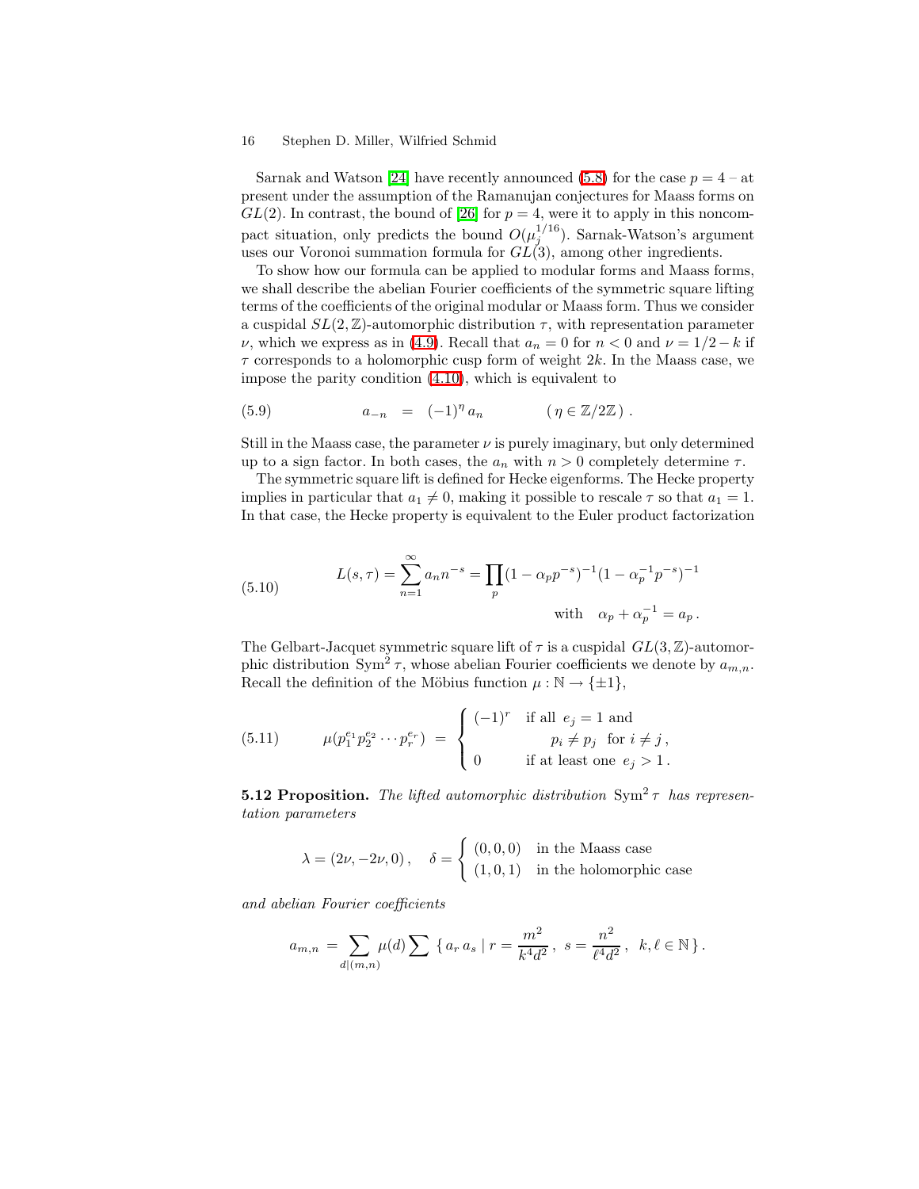Sarnak and Watson [24] have recently announced (5.8) for the case $p = 4$ – at present under the assumption of the Ramanujan conjectures for Maass forms on $GL(2)$. In contrast, the bound of [26] for $p = 4$, were it to apply in this noncompact situation, only predicts the bound $O(\mu_j^{1/16})$. Sarnak-Watson's argument uses our Voronoi summation formula for $GL(3)$, among other ingredients.

To show how our formula can be applied to modular forms and Maass forms, we shall describe the abelian Fourier coefficients of the symmetric square lifting terms of the coefficients of the original modular or Maass form. Thus we consider a cuspidal $SL(2,\mathbb{Z})$-automorphic distribution $\tau$, with representation parameter $\nu$, which we express as in (4.9). Recall that $a_n = 0$ for $n < 0$ and $\nu = 1/2 - k$ if $\tau$ corresponds to a holomorphic cusp form of weight $2k$. In the Maass case, we impose the parity condition (4.10), which is equivalent to

$$a_{-n} \;=\; (-1)^{\eta}\, a_n \qquad\qquad (\,\eta \in \mathbb{Z}/2\mathbb{Z}\,)\;. \tag{5.9}$$

Still in the Maass case, the parameter $\nu$ is purely imaginary, but only determined up to a sign factor. In both cases, the $a_n$ with $n > 0$ completely determine $\tau$.

The symmetric square lift is defined for Hecke eigenforms. The Hecke property implies in particular that $a_1 \neq 0$, making it possible to rescale $\tau$ so that $a_1 = 1$. In that case, the Hecke property is equivalent to the Euler product factorization

$$L(s,\tau) = \sum_{n=1}^{\infty} a_n n^{-s} = \prod_p (1-\alpha_p p^{-s})^{-1}(1-\alpha_p^{-1}p^{-s})^{-1} \qquad \text{with} \quad \alpha_p + \alpha_p^{-1} = a_p\,. \tag{5.10}$$

The Gelbart-Jacquet symmetric square lift of $\tau$ is a cuspidal $GL(3,\mathbb{Z})$-automorphic distribution $\operatorname{Sym}^2\tau$, whose abelian Fourier coefficients we denote by $a_{m,n}$. Recall the definition of the Möbius function $\mu : \mathbb{N} \to \{\pm 1\}$,

$$\mu(p_1^{e_1}p_2^{e_2}\cdots p_r^{e_r}) \;=\; \begin{cases} (-1)^r & \text{if all } \ e_j = 1 \text{ and} \\ & \qquad p_i \neq p_j \ \text{ for } i \neq j\,, \\ 0 & \text{if at least one } \ e_j > 1\,. \end{cases} \tag{5.11}$$

**5.12 Proposition.** *The lifted automorphic distribution* $\operatorname{Sym}^2\tau$ *has representation parameters*

$$\lambda = (2\nu, -2\nu, 0)\,, \quad \delta = \begin{cases} (0,0,0) & \text{in the Maass case} \\ (1,0,1) & \text{in the holomorphic case} \end{cases}$$

*and abelian Fourier coefficients*

$$a_{m,n} \;=\; \sum_{d|(m,n)} \mu(d) \sum \;\{\, a_r\, a_s \mid r = \frac{m^2}{k^4 d^2}\,,\ s = \frac{n^2}{\ell^4 d^2}\,,\ \ k,\ell \in \mathbb{N}\,\}\,.$$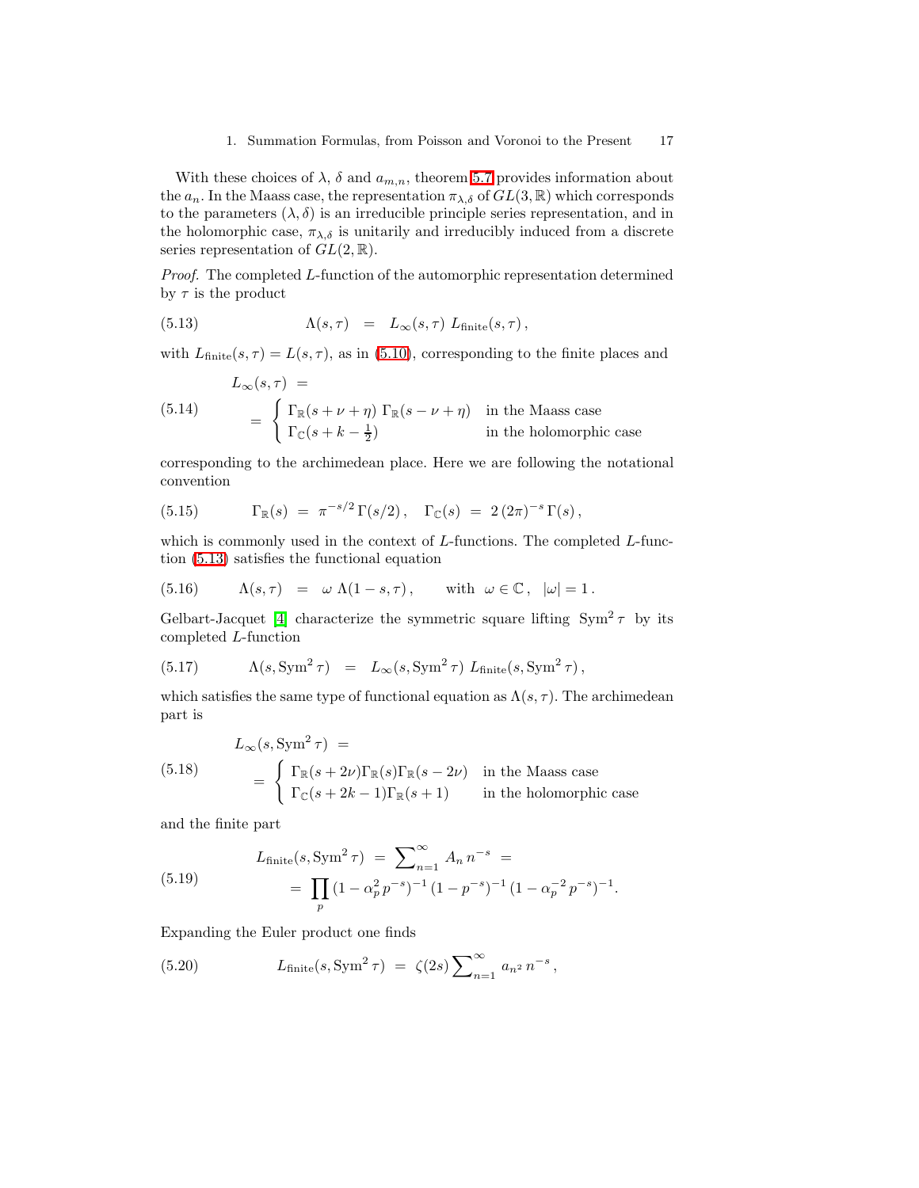With these choices of $\lambda$, $\delta$ and $a_{m,n}$, theorem 5.7 provides information about the $a_n$. In the Maass case, the representation $\pi_{\lambda,\delta}$ of $GL(3,\mathbb{R})$ which corresponds to the parameters $(\lambda,\delta)$ is an irreducible principle series representation, and in the holomorphic case, $\pi_{\lambda,\delta}$ is unitarily and irreducibly induced from a discrete series representation of $GL(2,\mathbb{R})$.

*Proof.* The completed $L$-function of the automorphic representation determined by $\tau$ is the product

$$\Lambda(s,\tau) \;=\; L_\infty(s,\tau)\, L_{\text{finite}}(s,\tau)\,, \tag{5.13}$$

with $L_{\text{finite}}(s,\tau) = L(s,\tau)$, as in (5.10), corresponding to the finite places and

$$L_\infty(s,\tau) \;= \;=\; \begin{cases} \Gamma_{\mathbb{R}}(s+\nu+\eta)\,\Gamma_{\mathbb{R}}(s-\nu+\eta) & \text{in the Maass case} \\ \Gamma_{\mathbb{C}}(s+k-\frac{1}{2}) & \text{in the holomorphic case} \end{cases} \tag{5.14}$$

corresponding to the archimedean place. Here we are following the notational convention

$$\Gamma_{\mathbb{R}}(s) \;=\; \pi^{-s/2}\,\Gamma(s/2)\,, \quad \Gamma_{\mathbb{C}}(s) \;=\; 2\,(2\pi)^{-s}\,\Gamma(s)\,, \tag{5.15}$$

which is commonly used in the context of $L$-functions. The completed $L$-function (5.13) satisfies the functional equation

$$\Lambda(s,\tau) \;=\; \omega\,\Lambda(1-s,\tau)\,, \qquad \text{with } \omega\in\mathbb{C}\,,\ |\omega|=1\,. \tag{5.16}$$

Gelbart-Jacquet [4] characterize the symmetric square lifting $\operatorname{Sym}^2\tau$ by its completed $L$-function

$$\Lambda(s,\operatorname{Sym}^2\tau) \;=\; L_\infty(s,\operatorname{Sym}^2\tau)\, L_{\text{finite}}(s,\operatorname{Sym}^2\tau)\,, \tag{5.17}$$

which satisfies the same type of functional equation as $\Lambda(s,\tau)$. The archimedean part is

$$L_\infty(s,\operatorname{Sym}^2\tau) \;= \;=\; \begin{cases} \Gamma_{\mathbb{R}}(s+2\nu)\Gamma_{\mathbb{R}}(s)\Gamma_{\mathbb{R}}(s-2\nu) & \text{in the Maass case} \\ \Gamma_{\mathbb{C}}(s+2k-1)\Gamma_{\mathbb{R}}(s+1) & \text{in the holomorphic case} \end{cases} \tag{5.18}$$

and the finite part

$$L_{\text{finite}}(s,\operatorname{Sym}^2\tau) \;=\; \sum\nolimits_{n=1}^{\infty} A_n\, n^{-s} \;= \;=\; \prod_p (1-\alpha_p^2\, p^{-s})^{-1}\,(1-p^{-s})^{-1}\,(1-\alpha_p^{-2}\, p^{-s})^{-1}. \tag{5.19}$$

Expanding the Euler product one finds

$$L_{\text{finite}}(s,\operatorname{Sym}^2\tau) \;=\; \zeta(2s)\sum\nolimits_{n=1}^{\infty} a_{n^2}\, n^{-s}\,, \tag{5.20}$$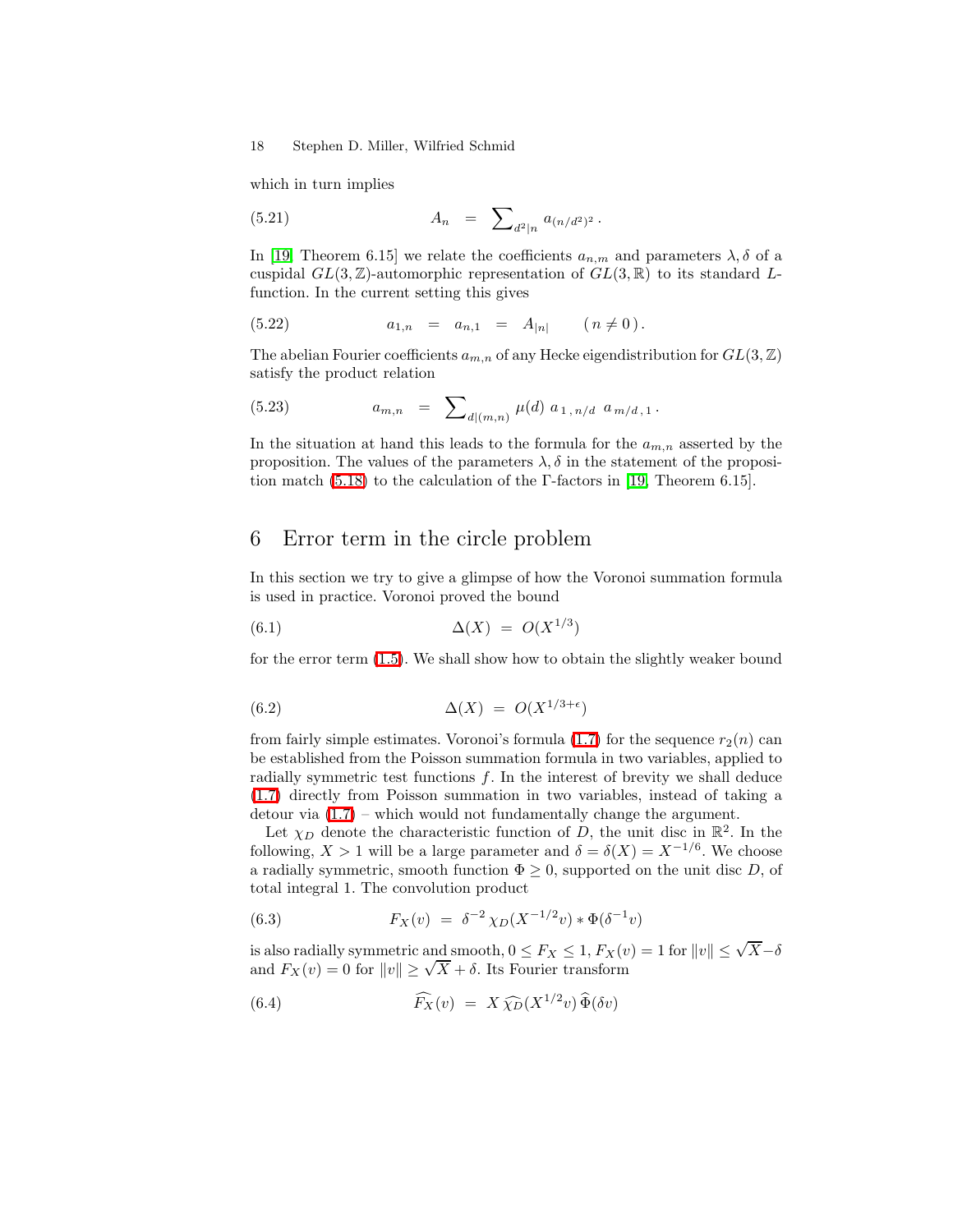which in turn implies

$$A_n \;=\; \sum\nolimits_{d^2|n} a_{(n/d^2)^2}\,. \tag{5.21}$$

In [19, Theorem 6.15] we relate the coefficients $a_{n,m}$ and parameters $\lambda, \delta$ of a cuspidal $GL(3,\mathbb{Z})$-automorphic representation of $GL(3,\mathbb{R})$ to its standard $L$-function. In the current setting this gives

$$a_{1,n} \;=\; a_{n,1} \;=\; A_{|n|} \qquad (\,n \neq 0\,). \tag{5.22}$$

The abelian Fourier coefficients $a_{m,n}$ of any Hecke eigendistribution for $GL(3,\mathbb{Z})$ satisfy the product relation

$$a_{m,n} \;=\; \sum\nolimits_{d|(m,n)} \mu(d)\; a_{\,1\,,\,n/d}\;\; a_{\,m/d\,,\,1}\,. \tag{5.23}$$

In the situation at hand this leads to the formula for the $a_{m,n}$ asserted by the proposition. The values of the parameters $\lambda, \delta$ in the statement of the proposition match (5.18) to the calculation of the $\Gamma$-factors in [19, Theorem 6.15].

## 6 Error term in the circle problem

In this section we try to give a glimpse of how the Voronoi summation formula is used in practice. Voronoi proved the bound

$$\Delta(X) \;=\; O(X^{1/3}) \tag{6.1}$$

for the error term (1.5). We shall show how to obtain the slightly weaker bound

$$\Delta(X) \;=\; O(X^{1/3+\epsilon}) \tag{6.2}$$

from fairly simple estimates. Voronoi's formula (1.7) for the sequence $r_2(n)$ can be established from the Poisson summation formula in two variables, applied to radially symmetric test functions $f$. In the interest of brevity we shall deduce (1.7) directly from Poisson summation in two variables, instead of taking a detour via (1.7) – which would not fundamentally change the argument.

Let $\chi_D$ denote the characteristic function of $D$, the unit disc in $\mathbb{R}^2$. In the following, $X > 1$ will be a large parameter and $\delta = \delta(X) = X^{-1/6}$. We choose a radially symmetric, smooth function $\Phi \geq 0$, supported on the unit disc $D$, of total integral 1. The convolution product

$$F_X(v) \;=\; \delta^{-2}\, \chi_D(X^{-1/2}v) * \Phi(\delta^{-1}v) \tag{6.3}$$

is also radially symmetric and smooth, $0 \leq F_X \leq 1$, $F_X(v) = 1$ for $\|v\| \leq \sqrt{X} - \delta$ and $F_X(v) = 0$ for $\|v\| \geq \sqrt{X} + \delta$. Its Fourier transform

$$\widehat{F_X}(v) \;=\; X\, \widehat{\chi_D}(X^{1/2}v)\, \widehat{\Phi}(\delta v) \tag{6.4}$$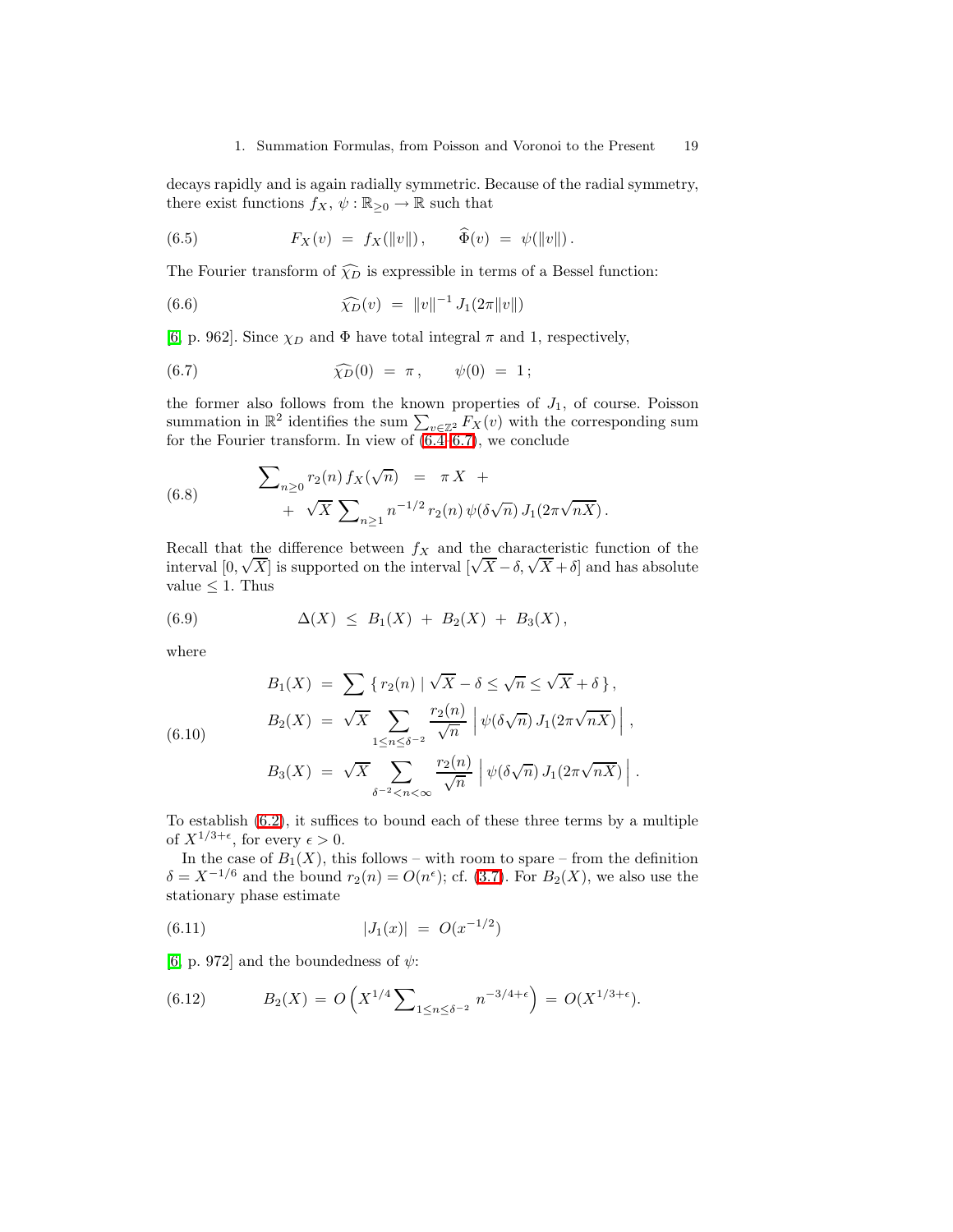decays rapidly and is again radially symmetric. Because of the radial symmetry, there exist functions $f_X,\, \psi : \mathbb{R}_{\geq 0} \to \mathbb{R}$ such that

$$F_X(v) \;=\; f_X(\|v\|)\,, \qquad \widehat{\Phi}(v) \;=\; \psi(\|v\|)\,. \tag{6.5}$$

The Fourier transform of $\widehat{\chi_D}$ is expressible in terms of a Bessel function:

$$\widehat{\chi_D}(v) \;=\; \|v\|^{-1}\, J_1(2\pi\|v\|) \tag{6.6}$$

[6, p. 962]. Since $\chi_D$ and $\Phi$ have total integral $\pi$ and 1, respectively,

$$\widehat{\chi_D}(0) \;=\; \pi\,, \qquad \psi(0) \;=\; 1\,; \tag{6.7}$$

the former also follows from the known properties of $J_1$, of course. Poisson summation in $\mathbb{R}^2$ identifies the sum $\sum_{v\in\mathbb{Z}^2} F_X(v)$ with the corresponding sum for the Fourier transform. In view of (6.4–6.7), we conclude

$$\begin{aligned} \textstyle\sum_{n\geq 0} r_2(n)\, f_X(\sqrt{n}) \;\;&=\;\; \pi\, X \;\;+ \\ +\;\; \sqrt{X}\, \textstyle\sum_{n\geq 1} &n^{-1/2}\, r_2(n)\, \psi(\delta\sqrt{n})\, J_1(2\pi\sqrt{nX})\,. \end{aligned} \tag{6.8}$$

Recall that the difference between $f_X$ and the characteristic function of the interval $[0, \sqrt{X}]$ is supported on the interval $[\sqrt{X}-\delta, \sqrt{X}+\delta]$ and has absolute value $\leq 1$. Thus

$$\Delta(X) \;\leq\; B_1(X) \;+\; B_2(X) \;+\; B_3(X)\,, \tag{6.9}$$

where

$$\begin{aligned} B_1(X) \;&=\; \sum \left\{\, r_2(n) \mid \sqrt{X}-\delta \leq \sqrt{n} \leq \sqrt{X}+\delta \,\right\}, \\ B_2(X) \;&=\; \sqrt{X} \sum_{1\leq n\leq \delta^{-2}} \frac{r_2(n)}{\sqrt{n}} \left|\, \psi(\delta\sqrt{n})\, J_1(2\pi\sqrt{nX}) \,\right|, \\ B_3(X) \;&=\; \sqrt{X} \sum_{\delta^{-2}<n<\infty} \frac{r_2(n)}{\sqrt{n}} \left|\, \psi(\delta\sqrt{n})\, J_1(2\pi\sqrt{nX}) \,\right|. \end{aligned} \tag{6.10}$$

To establish (6.2), it suffices to bound each of these three terms by a multiple of $X^{1/3+\epsilon}$, for every $\epsilon > 0$.

In the case of $B_1(X)$, this follows – with room to spare – from the definition $\delta = X^{-1/6}$ and the bound $r_2(n) = O(n^\epsilon)$; cf. (3.7). For $B_2(X)$, we also use the stationary phase estimate

$$|J_1(x)| \;=\; O(x^{-1/2}) \tag{6.11}$$

[6, p. 972] and the boundedness of $\psi$:

$$B_2(X) \,=\, O\left(X^{1/4} \textstyle\sum_{1\leq n\leq \delta^{-2}} n^{-3/4+\epsilon}\right) \,=\, O(X^{1/3+\epsilon}). \tag{6.12}$$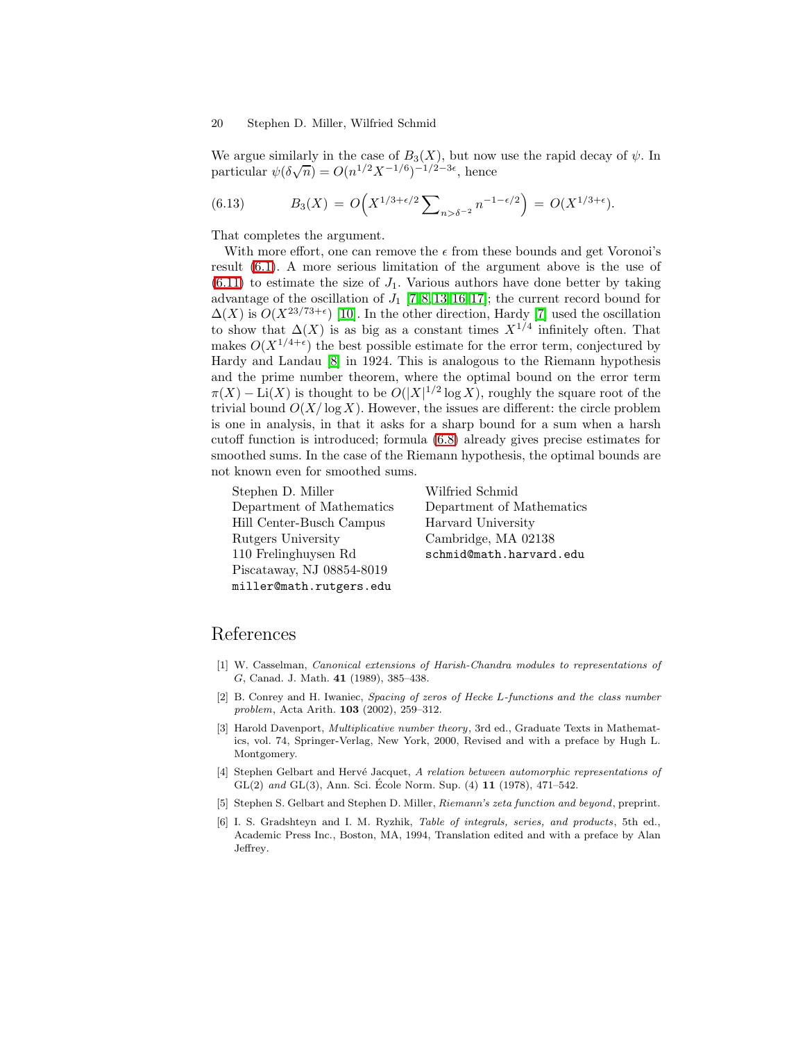We argue similarly in the case of $B_3(X)$, but now use the rapid decay of $\psi$. In particular $\psi(\delta\sqrt{n}) = O(n^{1/2}X^{-1/6})^{-1/2-3\epsilon}$, hence

$$B_3(X) \,=\, O\Big(X^{1/3+\epsilon/2}\sum\nolimits_{n>\delta^{-2}} n^{-1-\epsilon/2}\Big) \,=\, O(X^{1/3+\epsilon}). \tag{6.13}$$

That completes the argument.

With more effort, one can remove the $\epsilon$ from these bounds and get Voronoi's result (6.1). A more serious limitation of the argument above is the use of (6.11) to estimate the size of $J_1$. Various authors have done better by taking advantage of the oscillation of $J_1$ [7, 8, 13, 16, 17]; the current record bound for $\Delta(X)$ is $O(X^{23/73+\epsilon})$ [10]. In the other direction, Hardy [7] used the oscillation to show that $\Delta(X)$ is as big as a constant times $X^{1/4}$ infinitely often. That makes $O(X^{1/4+\epsilon})$ the best possible estimate for the error term, conjectured by Hardy and Landau [8] in 1924. This is analogous to the Riemann hypothesis and the prime number theorem, where the optimal bound on the error term $\pi(X) - \mathrm{Li}(X)$ is thought to be $O(|X|^{1/2}\log X)$, roughly the square root of the trivial bound $O(X/\log X)$. However, the issues are different: the circle problem is one in analysis, in that it asks for a sharp bound for a sum when a harsh cutoff function is introduced; formula (6.8) already gives precise estimates for smoothed sums. In the case of the Riemann hypothesis, the optimal bounds are not known even for smoothed sums.

Stephen D. Miller
Department of Mathematics
Hill Center-Busch Campus
Rutgers University
110 Frelinghuysen Rd
Piscataway, NJ 08854-8019
miller@math.rutgers.edu

Wilfried Schmid
Department of Mathematics
Harvard University
Cambridge, MA 02138
schmid@math.harvard.edu

# References

[1] W. Casselman, *Canonical extensions of Harish-Chandra modules to representations of G*, Canad. J. Math. **41** (1989), 385–438.

[2] B. Conrey and H. Iwaniec, *Spacing of zeros of Hecke L-functions and the class number problem*, Acta Arith. **103** (2002), 259–312.

[3] Harold Davenport, *Multiplicative number theory*, 3rd ed., Graduate Texts in Mathematics, vol. 74, Springer-Verlag, New York, 2000, Revised and with a preface by Hugh L. Montgomery.

[4] Stephen Gelbart and Hervé Jacquet, *A relation between automorphic representations of* GL(2) *and* GL(3), Ann. Sci. École Norm. Sup. (4) **11** (1978), 471–542.

[5] Stephen S. Gelbart and Stephen D. Miller, *Riemann's zeta function and beyond*, preprint.

[6] I. S. Gradshteyn and I. M. Ryzhik, *Table of integrals, series, and products*, 5th ed., Academic Press Inc., Boston, MA, 1994, Translation edited and with a preface by Alan Jeffrey.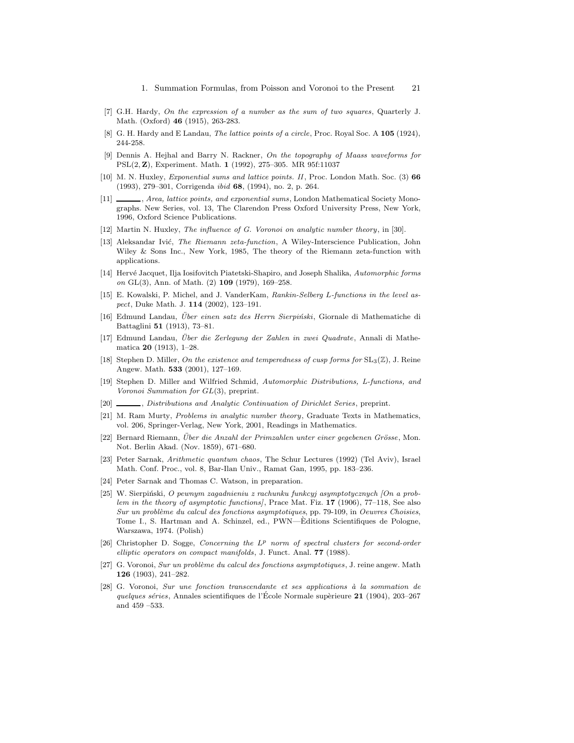[7] G.H. Hardy, *On the expression of a number as the sum of two squares*, Quarterly J. Math. (Oxford) **46** (1915), 263-283.

[8] G. H. Hardy and E Landau, *The lattice points of a circle*, Proc. Royal Soc. A **105** (1924), 244-258.

[9] Dennis A. Hejhal and Barry N. Rackner, *On the topography of Maass waveforms for* PSL(2, **Z**), Experiment. Math. **1** (1992), 275–305. MR 95f:11037

[10] M. N. Huxley, *Exponential sums and lattice points. II*, Proc. London Math. Soc. (3) **66** (1993), 279–301, Corrigenda *ibid* **68**, (1994), no. 2, p. 264.

[11] ______, *Area, lattice points, and exponential sums*, London Mathematical Society Monographs. New Series, vol. 13, The Clarendon Press Oxford University Press, New York, 1996, Oxford Science Publications.

[12] Martin N. Huxley, *The influence of G. Voronoi on analytic number theory*, in [30].

[13] Aleksandar Ivić, *The Riemann zeta-function*, A Wiley-Interscience Publication, John Wiley & Sons Inc., New York, 1985, The theory of the Riemann zeta-function with applications.

[14] Hervé Jacquet, Ilja Iosifovitch Piatetski-Shapiro, and Joseph Shalika, *Automorphic forms on* GL(3), Ann. of Math. (2) **109** (1979), 169–258.

[15] E. Kowalski, P. Michel, and J. VanderKam, *Rankin-Selberg L-functions in the level aspect*, Duke Math. J. **114** (2002), 123–191.

[16] Edmund Landau, *Über einen satz des Herrn Sierpiński*, Giornale di Mathematiche di Battaglini **51** (1913), 73–81.

[17] Edmund Landau, *Über die Zerlegung der Zahlen in zwei Quadrate*, Annali di Mathematica **20** (1913), 1–28.

[18] Stephen D. Miller, *On the existence and temperedness of cusp forms for* $\mathrm{SL}_3(\mathbb{Z})$, J. Reine Angew. Math. **533** (2001), 127–169.

[19] Stephen D. Miller and Wilfried Schmid, *Automorphic Distributions, L-functions, and Voronoi Summation for GL(3)*, preprint.

[20] ______, *Distributions and Analytic Continuation of Dirichlet Series*, preprint.

[21] M. Ram Murty, *Problems in analytic number theory*, Graduate Texts in Mathematics, vol. 206, Springer-Verlag, New York, 2001, Readings in Mathematics.

[22] Bernard Riemann, *Über die Anzahl der Primzahlen unter einer gegebenen Grösse*, Mon. Not. Berlin Akad. (Nov. 1859), 671–680.

[23] Peter Sarnak, *Arithmetic quantum chaos*, The Schur Lectures (1992) (Tel Aviv), Israel Math. Conf. Proc., vol. 8, Bar-Ilan Univ., Ramat Gan, 1995, pp. 183–236.

[24] Peter Sarnak and Thomas C. Watson, in preparation.

[25] W. Sierpiński, *O pewnym zagadnieniu z rachunku funkcyj asymptotycznych [On a problem in the theory of asymptotic functions]*, Prace Mat. Fiz. **17** (1906), 77–118, See also *Sur un problème du calcul des fonctions asymptotiques*, pp. 79-109, in *Oeuvres Choisies*, Tome I., S. Hartman and A. Schinzel, ed., PWN—Èditions Scientifiques de Pologne, Warszawa, 1974. (Polish)

[26] Christopher D. Sogge, *Concerning the* $L^p$ *norm of spectral clusters for second-order elliptic operators on compact manifolds*, J. Funct. Anal. **77** (1988).

[27] G. Voronoi, *Sur un problème du calcul des fonctions asymptotiques*, J. reine angew. Math **126** (1903), 241–282.

[28] G. Voronoi, *Sur une fonction transcendante et ses applications à la sommation de quelques séries*, Annales scientifiques de l'École Normale supèrieure **21** (1904), 203–267 and 459 –533.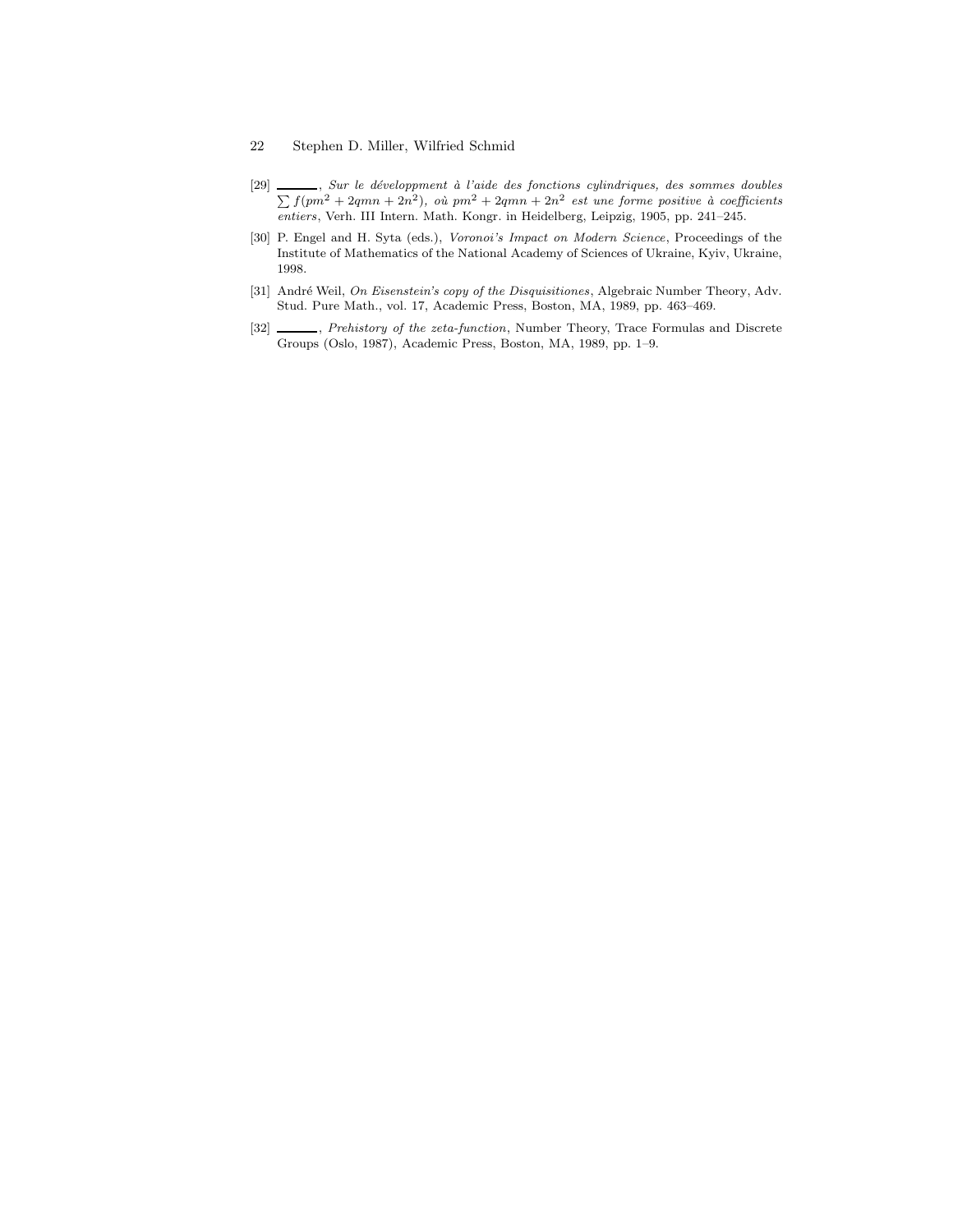[29] ———, *Sur le développment à l'aide des fonctions cylindriques, des sommes doubles* $\sum f(pm^2 + 2qmn + 2n^2)$*, où* $pm^2 + 2qmn + 2n^2$ *est une forme positive à coefficients entiers*, Verh. III Intern. Math. Kongr. in Heidelberg, Leipzig, 1905, pp. 241–245.

[30] P. Engel and H. Syta (eds.), *Voronoi's Impact on Modern Science*, Proceedings of the Institute of Mathematics of the National Academy of Sciences of Ukraine, Kyiv, Ukraine, 1998.

[31] André Weil, *On Eisenstein's copy of the Disquisitiones*, Algebraic Number Theory, Adv. Stud. Pure Math., vol. 17, Academic Press, Boston, MA, 1989, pp. 463–469.

[32] ———, *Prehistory of the zeta-function*, Number Theory, Trace Formulas and Discrete Groups (Oslo, 1987), Academic Press, Boston, MA, 1989, pp. 1–9.